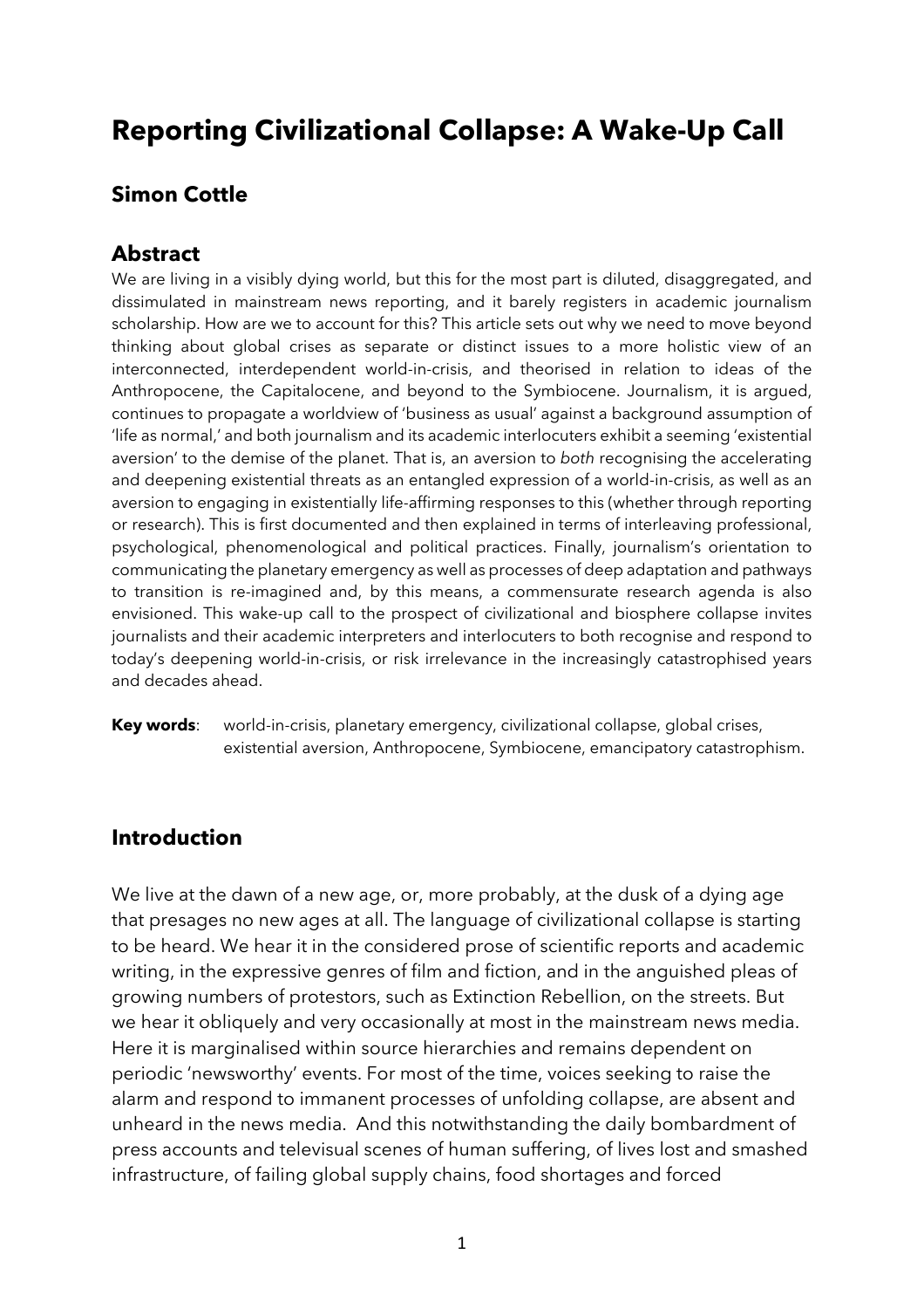# Reporting Civilizational Collapse: A Wake-Up Call

## Simon Cottle

## Abstract

We are living in a visibly dying world, but this for the most part is diluted, disaggregated, and dissimulated in mainstream news reporting, and it barely registers in academic journalism scholarship. How are we to account for this? This article sets out why we need to move beyond thinking about global crises as separate or distinct issues to a more holistic view of an interconnected, interdependent world-in-crisis, and theorised in relation to ideas of the Anthropocene, the Capitalocene, and beyond to the Symbiocene. Journalism, it is argued, continues to propagate a worldview of 'business as usual' against a background assumption of 'life as normal,' and both journalism and its academic interlocuters exhibit a seeming 'existential aversion' to the demise of the planet. That is, an aversion to *both* recognising the accelerating and deepening existential threats as an entangled expression of a world-in-crisis, as well as an aversion to engaging in existentially life-affirming responses to this (whether through reporting or research). This is first documented and then explained in terms of interleaving professional, psychological, phenomenological and political practices. Finally, journalism's orientation to communicating the planetary emergency as well as processes of deep adaptation and pathways to transition is re-imagined and, by this means, a commensurate research agenda is also envisioned. This wake-up call to the prospect of civilizational and biosphere collapse invites journalists and their academic interpreters and interlocuters to both recognise and respond to today's deepening world-in-crisis, or risk irrelevance in the increasingly catastrophised years and decades ahead.

**Key words**: world-in-crisis, planetary emergency, civilizational collapse, global crises, existential aversion, Anthropocene, Symbiocene, emancipatory catastrophism.

## Introduction

We live at the dawn of a new age, or, more probably, at the dusk of a dying age that presages no new ages at all. The language of civilizational collapse is starting to be heard. We hear it in the considered prose of scientific reports and academic writing, in the expressive genres of film and fiction, and in the anguished pleas of growing numbers of protestors, such as Extinction Rebellion, on the streets. But we hear it obliquely and very occasionally at most in the mainstream news media. Here it is marginalised within source hierarchies and remains dependent on periodic 'newsworthy' events. For most of the time, voices seeking to raise the alarm and respond to immanent processes of unfolding collapse, are absent and unheard in the news media. And this notwithstanding the daily bombardment of press accounts and televisual scenes of human suffering, of lives lost and smashed infrastructure, of failing global supply chains, food shortages and forced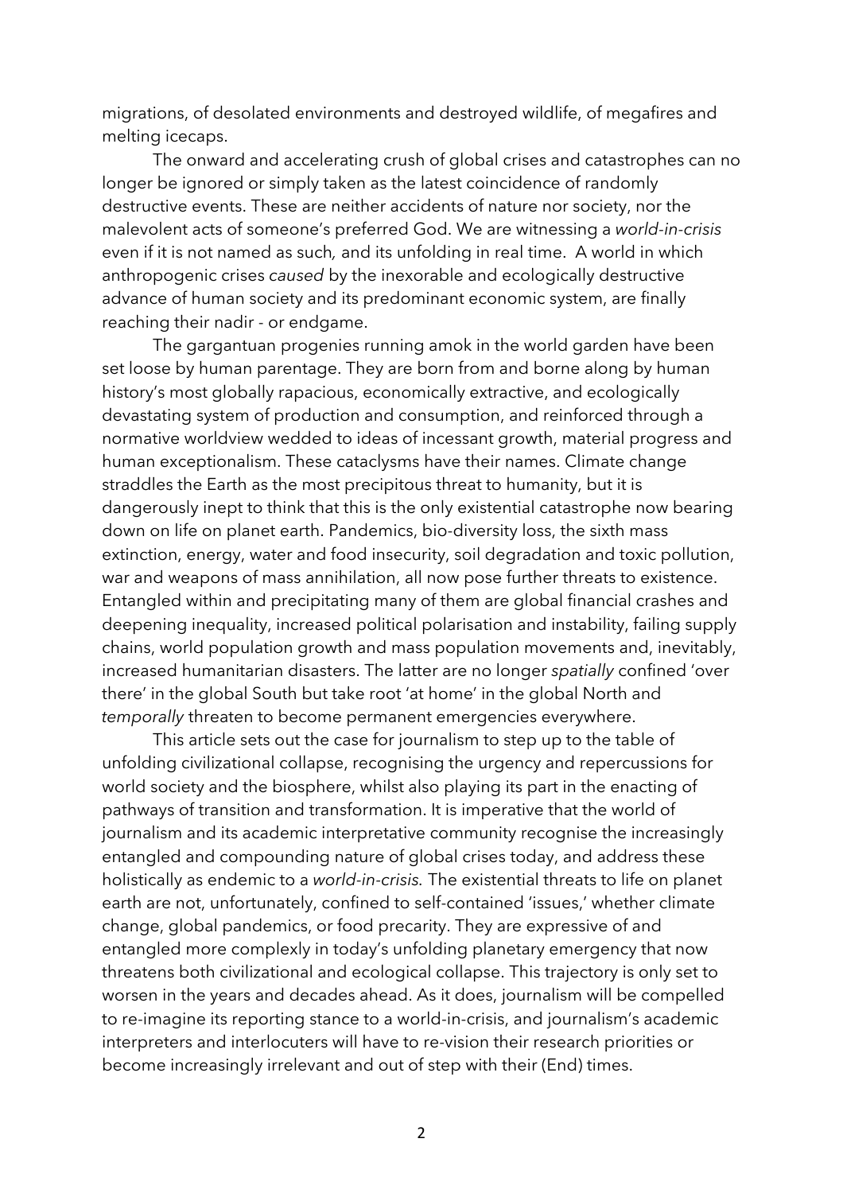migrations, of desolated environments and destroyed wildlife, of megafires and melting icecaps.

The onward and accelerating crush of global crises and catastrophes can no longer be ignored or simply taken as the latest coincidence of randomly destructive events. These are neither accidents of nature nor society, nor the malevolent acts of someone's preferred God. We are witnessing a *world-in-crisis* even if it is not named as such*,* and its unfolding in real time. A world in which anthropogenic crises *caused* by the inexorable and ecologically destructive advance of human society and its predominant economic system, are finally reaching their nadir - or endgame.

The gargantuan progenies running amok in the world garden have been set loose by human parentage. They are born from and borne along by human history's most globally rapacious, economically extractive, and ecologically devastating system of production and consumption, and reinforced through a normative worldview wedded to ideas of incessant growth, material progress and human exceptionalism. These cataclysms have their names. Climate change straddles the Earth as the most precipitous threat to humanity, but it is dangerously inept to think that this is the only existential catastrophe now bearing down on life on planet earth. Pandemics, bio-diversity loss, the sixth mass extinction, energy, water and food insecurity, soil degradation and toxic pollution, war and weapons of mass annihilation, all now pose further threats to existence. Entangled within and precipitating many of them are global financial crashes and deepening inequality, increased political polarisation and instability, failing supply chains, world population growth and mass population movements and, inevitably, increased humanitarian disasters. The latter are no longer *spatially* confined 'over there' in the global South but take root 'at home' in the global North and *temporally* threaten to become permanent emergencies everywhere.

This article sets out the case for journalism to step up to the table of unfolding civilizational collapse, recognising the urgency and repercussions for world society and the biosphere, whilst also playing its part in the enacting of pathways of transition and transformation. It is imperative that the world of journalism and its academic interpretative community recognise the increasingly entangled and compounding nature of global crises today, and address these holistically as endemic to a *world-in-crisis.* The existential threats to life on planet earth are not, unfortunately, confined to self-contained 'issues,' whether climate change, global pandemics, or food precarity. They are expressive of and entangled more complexly in today's unfolding planetary emergency that now threatens both civilizational and ecological collapse. This trajectory is only set to worsen in the years and decades ahead. As it does, journalism will be compelled to re-imagine its reporting stance to a world-in-crisis, and journalism's academic interpreters and interlocuters will have to re-vision their research priorities or become increasingly irrelevant and out of step with their (End) times.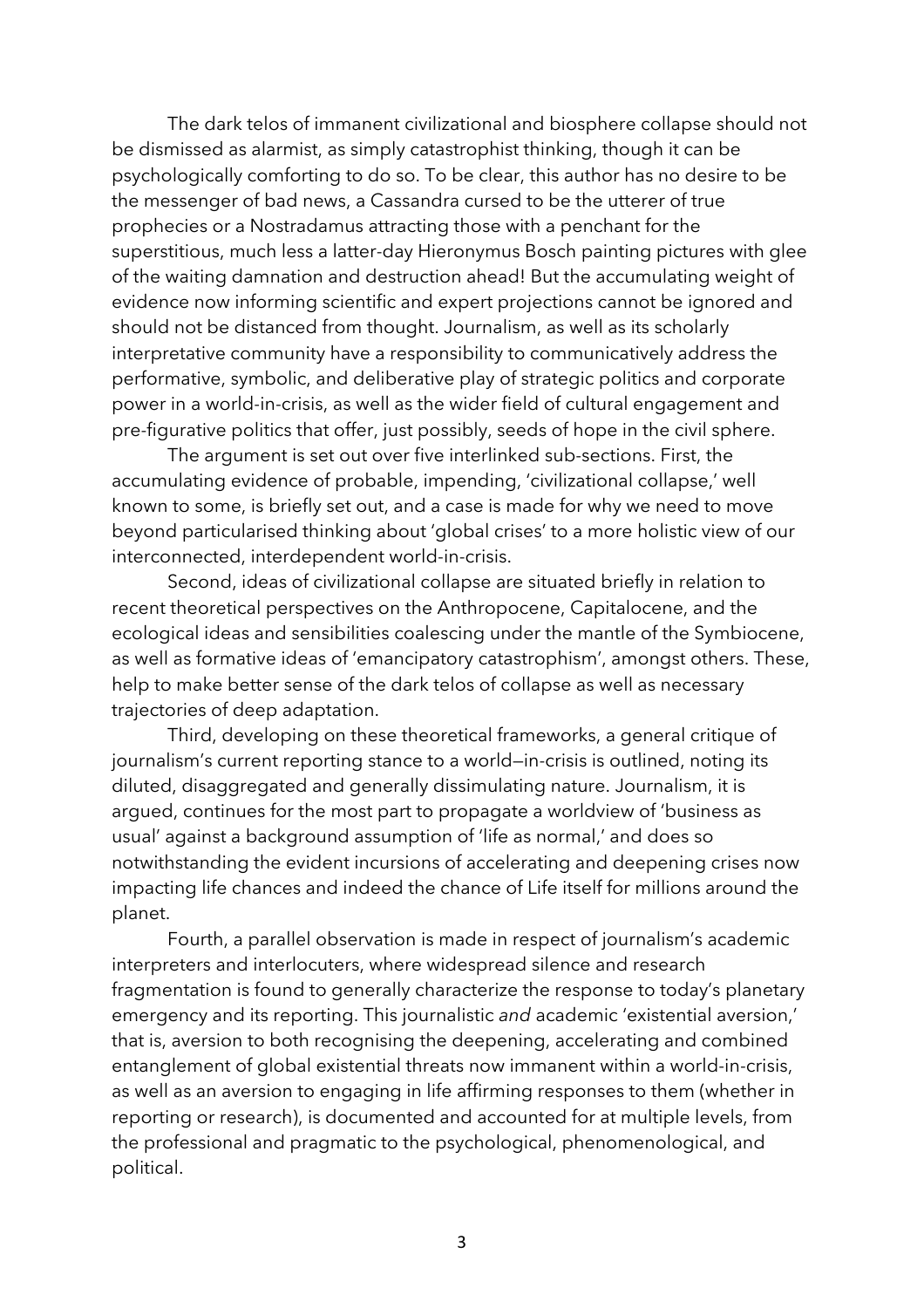The dark telos of immanent civilizational and biosphere collapse should not be dismissed as alarmist, as simply catastrophist thinking, though it can be psychologically comforting to do so. To be clear, this author has no desire to be the messenger of bad news, a Cassandra cursed to be the utterer of true prophecies or a Nostradamus attracting those with a penchant for the superstitious, much less a latter-day Hieronymus Bosch painting pictures with glee of the waiting damnation and destruction ahead! But the accumulating weight of evidence now informing scientific and expert projections cannot be ignored and should not be distanced from thought. Journalism, as well as its scholarly interpretative community have a responsibility to communicatively address the performative, symbolic, and deliberative play of strategic politics and corporate power in a world-in-crisis, as well as the wider field of cultural engagement and pre-figurative politics that offer, just possibly, seeds of hope in the civil sphere.

The argument is set out over five interlinked sub-sections. First, the accumulating evidence of probable, impending, 'civilizational collapse,' well known to some, is briefly set out, and a case is made for why we need to move beyond particularised thinking about 'global crises' to a more holistic view of our interconnected, interdependent world-in-crisis.

Second, ideas of civilizational collapse are situated briefly in relation to recent theoretical perspectives on the Anthropocene, Capitalocene, and the ecological ideas and sensibilities coalescing under the mantle of the Symbiocene, as well as formative ideas of 'emancipatory catastrophism', amongst others. These, help to make better sense of the dark telos of collapse as well as necessary trajectories of deep adaptation.

Third, developing on these theoretical frameworks, a general critique of journalism's current reporting stance to a world—in-crisis is outlined, noting its diluted, disaggregated and generally dissimulating nature. Journalism, it is argued, continues for the most part to propagate a worldview of 'business as usual' against a background assumption of 'life as normal,' and does so notwithstanding the evident incursions of accelerating and deepening crises now impacting life chances and indeed the chance of Life itself for millions around the planet.

Fourth, a parallel observation is made in respect of journalism's academic interpreters and interlocuters, where widespread silence and research fragmentation is found to generally characterize the response to today's planetary emergency and its reporting. This journalistic *and* academic 'existential aversion,' that is, aversion to both recognising the deepening, accelerating and combined entanglement of global existential threats now immanent within a world-in-crisis, as well as an aversion to engaging in life affirming responses to them (whether in reporting or research), is documented and accounted for at multiple levels, from the professional and pragmatic to the psychological, phenomenological, and political.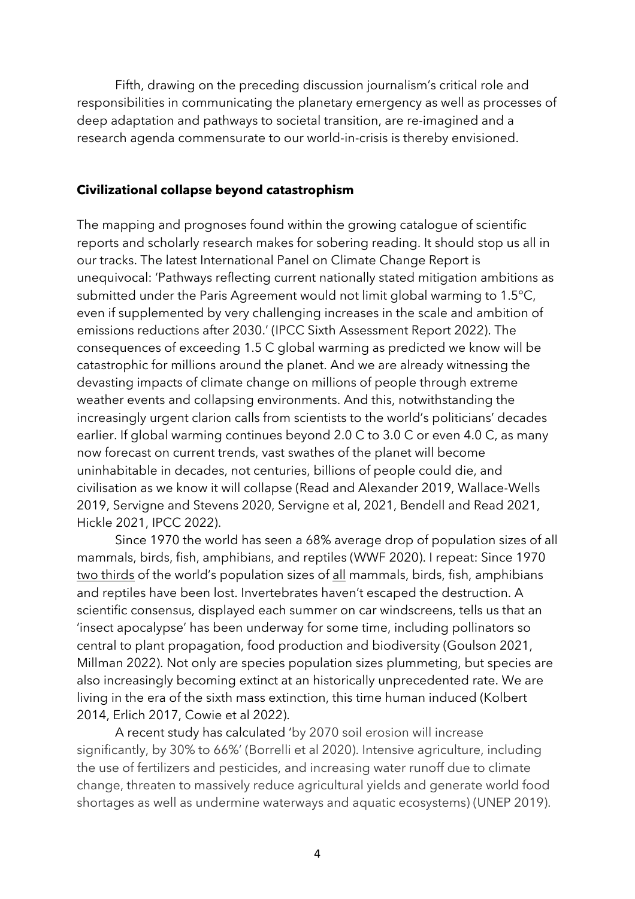Fifth, drawing on the preceding discussion journalism's critical role and responsibilities in communicating the planetary emergency as well as processes of deep adaptation and pathways to societal transition, are re-imagined and a research agenda commensurate to our world-in-crisis is thereby envisioned.

**Civilizational collapse beyond catastrophism**

The mapping and prognoses found within the growing catalogue of scientific reports and scholarly research makes for sobering reading. It should stop us all in our tracks. The latest International Panel on Climate Change Report is unequivocal: 'Pathways reflecting current nationally stated mitigation ambitions as submitted under the Paris Agreement would not limit global warming to 1.5°C, even if supplemented by very challenging increases in the scale and ambition of emissions reductions after 2030.' (IPCC Sixth Assessment Report 2022). The consequences of exceeding 1.5 C global warming as predicted we know will be catastrophic for millions around the planet. And we are already witnessing the devasting impacts of climate change on millions of people through extreme weather events and collapsing environments. And this, notwithstanding the increasingly urgent clarion calls from scientists to the world's politicians' decades earlier. If global warming continues beyond 2.0 C to 3.0 C or even 4.0 C, as many now forecast on current trends, vast swathes of the planet will become uninhabitable in decades, not centuries, billions of people could die, and civilisation as we know it will collapse (Read and Alexander 2019, Wallace-Wells 2019, Servigne and Stevens 2020, Servigne et al, 2021, Bendell and Read 2021, Hickle 2021, IPCC 2022).

Since 1970 the world has seen a 68% average drop of population sizes of all mammals, birds, fish, amphibians, and reptiles (WWF 2020). I repeat: Since 1970 <u>two thirds</u> of the world's population sizes of <u>all</u> mammals, birds, fish, amphibians and reptiles have been lost. Invertebrates haven't escaped the destruction. A scientific consensus, displayed each summer on car windscreens, tells us that an 'insect apocalypse' has been underway for some time, including pollinators so central to plant propagation, food production and biodiversity (Goulson 2021, Millman 2022). Not only are species population sizes plummeting, but species are also increasingly becoming extinct at an historically unprecedented rate. We are living in the era of the sixth mass extinction, this time human induced (Kolbert 2014, Erlich 2017, Cowie et al 2022).

A recent study has calculated 'by 2070 soil erosion will increase significantly, by 30% to 66%' (Borrelli et al 2020). Intensive agriculture, including the use of fertilizers and pesticides, and increasing water runoff due to climate change, threaten to massively reduce agricultural yields and generate world food shortages as well as undermine waterways and aquatic ecosystems) (UNEP 2019).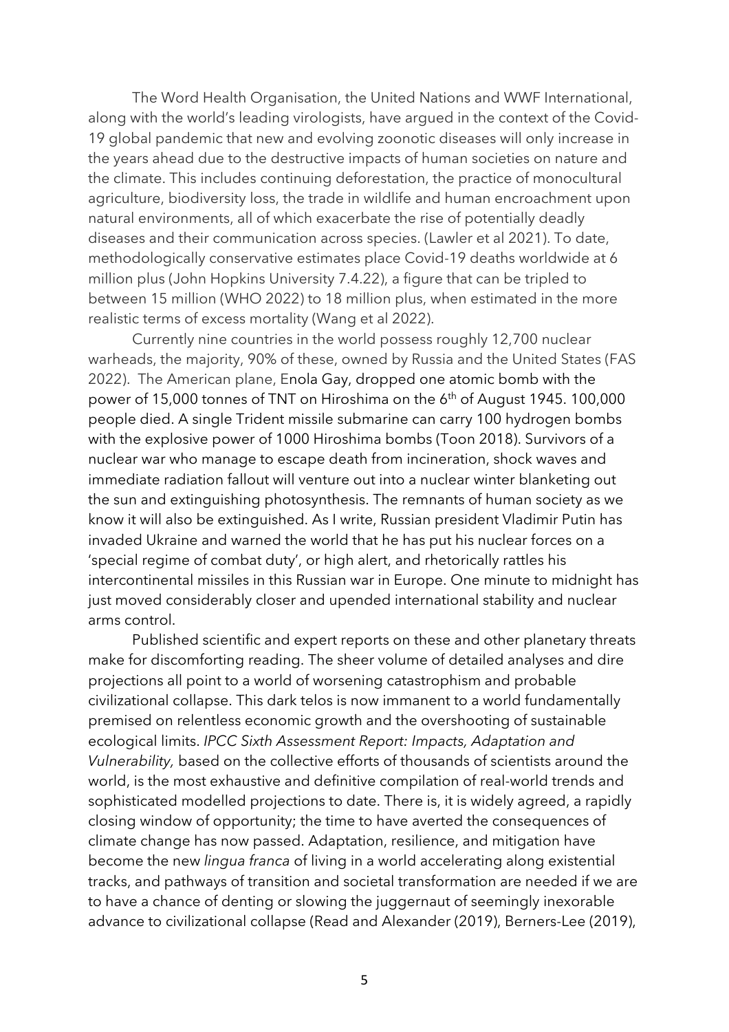The Word Health Organisation, the United Nations and WWF International, along with the world's leading virologists, have argued in the context of the Covid-19 global pandemic that new and evolving zoonotic diseases will only increase in the years ahead due to the destructive impacts of human societies on nature and the climate. This includes continuing deforestation, the practice of monocultural agriculture, biodiversity loss, the trade in wildlife and human encroachment upon natural environments, all of which exacerbate the rise of potentially deadly diseases and their communication across species. (Lawler et al 2021). To date, methodologically conservative estimates place Covid-19 deaths worldwide at 6 million plus (John Hopkins University 7.4.22), a figure that can be tripled to between 15 million (WHO 2022) to 18 million plus, when estimated in the more realistic terms of excess mortality (Wang et al 2022).

Currently nine countries in the world possess roughly 12,700 nuclear warheads, the majority, 90% of these, owned by Russia and the United States (FAS 2022). The American plane, Enola Gay, dropped one atomic bomb with the power of 15,000 tonnes of TNT on Hiroshima on the 6th of August 1945. 100,000 people died. A single Trident missile submarine can carry 100 hydrogen bombs with the explosive power of 1000 Hiroshima bombs (Toon 2018). Survivors of a nuclear war who manage to escape death from incineration, shock waves and immediate radiation fallout will venture out into a nuclear winter blanketing out the sun and extinguishing photosynthesis. The remnants of human society as we know it will also be extinguished. As I write, Russian president Vladimir Putin has invaded Ukraine and warned the world that he has put his nuclear forces on a 'special regime of combat duty', or high alert, and rhetorically rattles his intercontinental missiles in this Russian war in Europe. One minute to midnight has just moved considerably closer and upended international stability and nuclear arms control.

Published scientific and expert reports on these and other planetary threats make for discomforting reading. The sheer volume of detailed analyses and dire projections all point to a world of worsening catastrophism and probable civilizational collapse. This dark telos is now immanent to a world fundamentally premised on relentless economic growth and the overshooting of sustainable ecological limits. *IPCC Sixth Assessment Report: Impacts, Adaptation and Vulnerability,* based on the collective efforts of thousands of scientists around the world, is the most exhaustive and definitive compilation of real-world trends and sophisticated modelled projections to date. There is, it is widely agreed, a rapidly closing window of opportunity; the time to have averted the consequences of climate change has now passed. Adaptation, resilience, and mitigation have become the new *lingua franca* of living in a world accelerating along existential tracks, and pathways of transition and societal transformation are needed if we are to have a chance of denting or slowing the juggernaut of seemingly inexorable advance to civilizational collapse (Read and Alexander (2019), Berners-Lee (2019),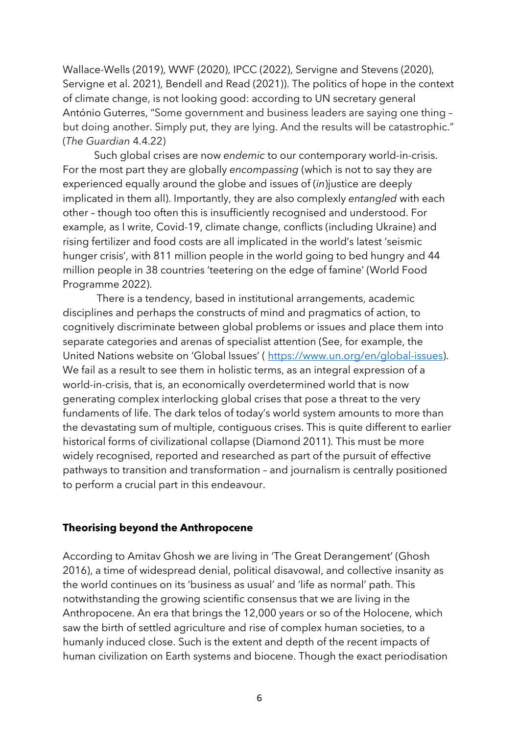Wallace-Wells (2019), WWF (2020), IPCC (2022), Servigne and Stevens (2020), Servigne et al. 2021), Bendell and Read (2021)). The politics of hope in the context of climate change, is not looking good: according to UN secretary general António Guterres, "Some government and business leaders are saying one thing – but doing another. Simply put, they are lying. And the results will be catastrophic." (*The Guardian* 4.4.22)

Such global crises are now *endemic* to our contemporary world-in-crisis. For the most part they are globally *encompassing* (which is not to say they are experienced equally around the globe and issues of (*in*)justice are deeply implicated in them all). Importantly, they are also complexly *entangled* with each other – though too often this is insufficiently recognised and understood. For example, as I write, Covid-19, climate change, conflicts (including Ukraine) and rising fertilizer and food costs are all implicated in the world's latest 'seismic hunger crisis', with 811 million people in the world going to bed hungry and 44 million people in 38 countries 'teetering on the edge of famine' (World Food Programme 2022).

There is a tendency, based in institutional arrangements, academic disciplines and perhaps the constructs of mind and pragmatics of action, to cognitively discriminate between global problems or issues and place them into separate categories and arenas of specialist attention (See, for example, the United Nations website on 'Global Issues' ( https://www.un.org/en/global-issues). We fail as a result to see them in holistic terms, as an integral expression of a world-in-crisis, that is, an economically overdetermined world that is now generating complex interlocking global crises that pose a threat to the very fundaments of life. The dark telos of today's world system amounts to more than the devastating sum of multiple, contiguous crises. This is quite different to earlier historical forms of civilizational collapse (Diamond 2011). This must be more widely recognised, reported and researched as part of the pursuit of effective pathways to transition and transformation – and journalism is centrally positioned to perform a crucial part in this endeavour.

## Theorising beyond the Anthropocene

According to Amitav Ghosh we are living in 'The Great Derangement' (Ghosh 2016), a time of widespread denial, political disavowal, and collective insanity as the world continues on its 'business as usual' and 'life as normal' path. This notwithstanding the growing scientific consensus that we are living in the Anthropocene. An era that brings the 12,000 years or so of the Holocene, which saw the birth of settled agriculture and rise of complex human societies, to a humanly induced close. Such is the extent and depth of the recent impacts of human civilization on Earth systems and biocene. Though the exact periodisation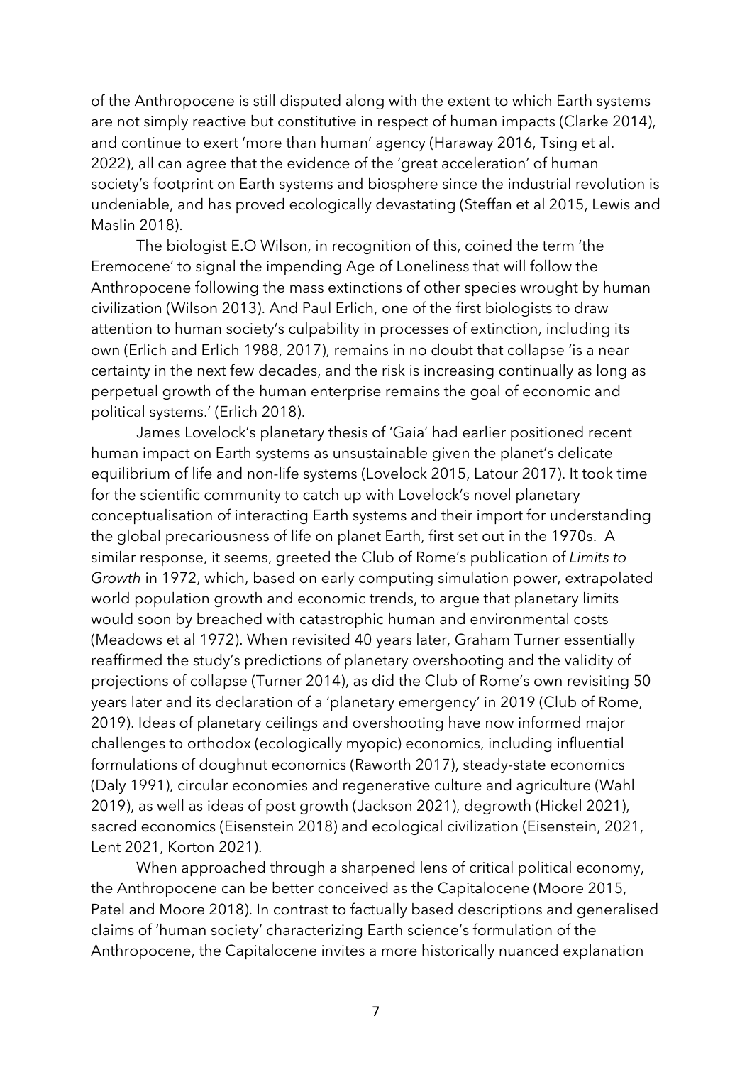of the Anthropocene is still disputed along with the extent to which Earth systems are not simply reactive but constitutive in respect of human impacts (Clarke 2014), and continue to exert 'more than human' agency (Haraway 2016, Tsing et al. 2022), all can agree that the evidence of the 'great acceleration' of human society's footprint on Earth systems and biosphere since the industrial revolution is undeniable, and has proved ecologically devastating (Steffan et al 2015, Lewis and Maslin 2018).

The biologist E.O Wilson, in recognition of this, coined the term 'the Eremocene' to signal the impending Age of Loneliness that will follow the Anthropocene following the mass extinctions of other species wrought by human civilization (Wilson 2013). And Paul Erlich, one of the first biologists to draw attention to human society's culpability in processes of extinction, including its own (Erlich and Erlich 1988, 2017), remains in no doubt that collapse 'is a near certainty in the next few decades, and the risk is increasing continually as long as perpetual growth of the human enterprise remains the goal of economic and political systems.' (Erlich 2018).

James Lovelock's planetary thesis of 'Gaia' had earlier positioned recent human impact on Earth systems as unsustainable given the planet's delicate equilibrium of life and non-life systems (Lovelock 2015, Latour 2017). It took time for the scientific community to catch up with Lovelock's novel planetary conceptualisation of interacting Earth systems and their import for understanding the global precariousness of life on planet Earth, first set out in the 1970s. A similar response, it seems, greeted the Club of Rome's publication of *Limits to Growth* in 1972, which, based on early computing simulation power, extrapolated world population growth and economic trends, to argue that planetary limits would soon by breached with catastrophic human and environmental costs (Meadows et al 1972). When revisited 40 years later, Graham Turner essentially reaffirmed the study's predictions of planetary overshooting and the validity of projections of collapse (Turner 2014), as did the Club of Rome's own revisiting 50 years later and its declaration of a 'planetary emergency' in 2019 (Club of Rome, 2019). Ideas of planetary ceilings and overshooting have now informed major challenges to orthodox (ecologically myopic) economics, including influential formulations of doughnut economics (Raworth 2017), steady-state economics (Daly 1991), circular economies and regenerative culture and agriculture (Wahl 2019), as well as ideas of post growth (Jackson 2021), degrowth (Hickel 2021), sacred economics (Eisenstein 2018) and ecological civilization (Eisenstein, 2021, Lent 2021, Korton 2021).

When approached through a sharpened lens of critical political economy, the Anthropocene can be better conceived as the Capitalocene (Moore 2015, Patel and Moore 2018). In contrast to factually based descriptions and generalised claims of 'human society' characterizing Earth science's formulation of the Anthropocene, the Capitalocene invites a more historically nuanced explanation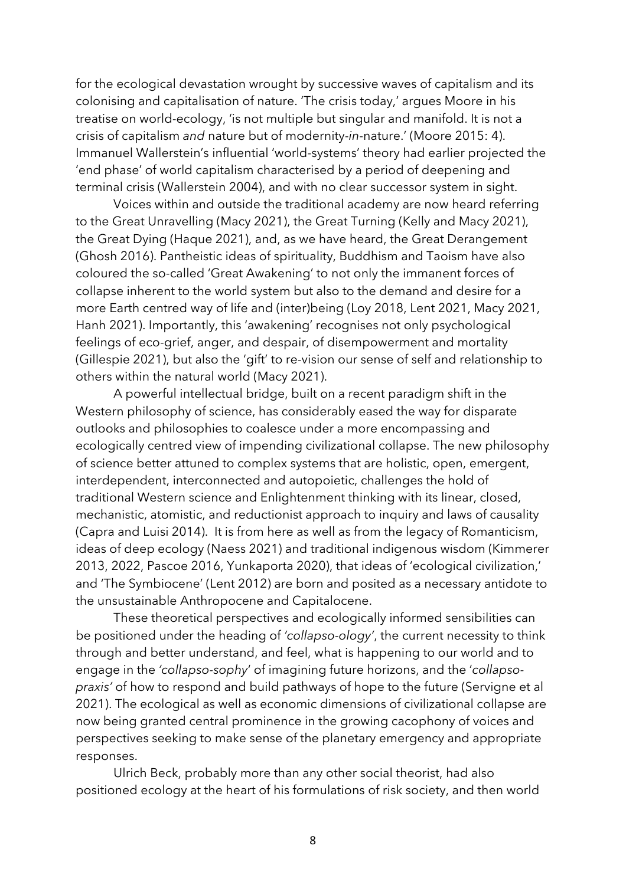for the ecological devastation wrought by successive waves of capitalism and its colonising and capitalisation of nature. 'The crisis today,' argues Moore in his treatise on world-ecology, 'is not multiple but singular and manifold. It is not a crisis of capitalism *and* nature but of modernity-*in*-nature.' (Moore 2015: 4). Immanuel Wallerstein's influential 'world-systems' theory had earlier projected the 'end phase' of world capitalism characterised by a period of deepening and terminal crisis (Wallerstein 2004), and with no clear successor system in sight.

Voices within and outside the traditional academy are now heard referring to the Great Unravelling (Macy 2021), the Great Turning (Kelly and Macy 2021), the Great Dying (Haque 2021), and, as we have heard, the Great Derangement (Ghosh 2016). Pantheistic ideas of spirituality, Buddhism and Taoism have also coloured the so-called 'Great Awakening' to not only the immanent forces of collapse inherent to the world system but also to the demand and desire for a more Earth centred way of life and (inter)being (Loy 2018, Lent 2021, Macy 2021, Hanh 2021). Importantly, this 'awakening' recognises not only psychological feelings of eco-grief, anger, and despair, of disempowerment and mortality (Gillespie 2021), but also the 'gift' to re-vision our sense of self and relationship to others within the natural world (Macy 2021).

A powerful intellectual bridge, built on a recent paradigm shift in the Western philosophy of science, has considerably eased the way for disparate outlooks and philosophies to coalesce under a more encompassing and ecologically centred view of impending civilizational collapse. The new philosophy of science better attuned to complex systems that are holistic, open, emergent, interdependent, interconnected and autopoietic, challenges the hold of traditional Western science and Enlightenment thinking with its linear, closed, mechanistic, atomistic, and reductionist approach to inquiry and laws of causality (Capra and Luisi 2014). It is from here as well as from the legacy of Romanticism, ideas of deep ecology (Naess 2021) and traditional indigenous wisdom (Kimmerer 2013, 2022, Pascoe 2016, Yunkaporta 2020), that ideas of 'ecological civilization,' and 'The Symbiocene' (Lent 2012) are born and posited as a necessary antidote to the unsustainable Anthropocene and Capitalocene.

These theoretical perspectives and ecologically informed sensibilities can be positioned under the heading of *'collapso-ology'*, the current necessity to think through and better understand, and feel, what is happening to our world and to engage in the *'collapso-sophy'* of imagining future horizons, and the '*collapso-praxis'* of how to respond and build pathways of hope to the future (Servigne et al 2021). The ecological as well as economic dimensions of civilizational collapse are now being granted central prominence in the growing cacophony of voices and perspectives seeking to make sense of the planetary emergency and appropriate responses.

Ulrich Beck, probably more than any other social theorist, had also positioned ecology at the heart of his formulations of risk society, and then world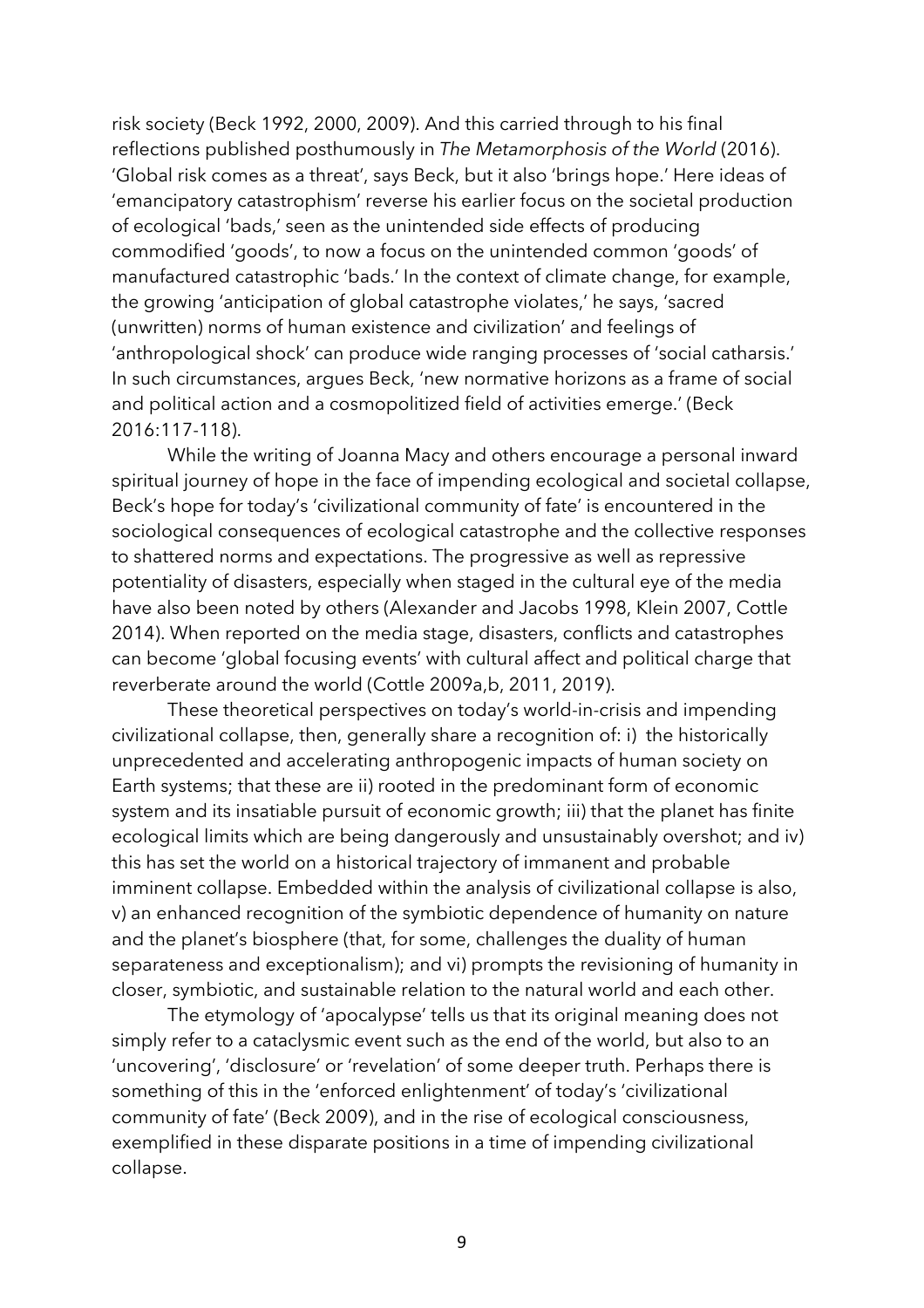risk society (Beck 1992, 2000, 2009). And this carried through to his final reflections published posthumously in *The Metamorphosis of the World* (2016). 'Global risk comes as a threat', says Beck, but it also 'brings hope.' Here ideas of 'emancipatory catastrophism' reverse his earlier focus on the societal production of ecological 'bads,' seen as the unintended side effects of producing commodified 'goods', to now a focus on the unintended common 'goods' of manufactured catastrophic 'bads.' In the context of climate change, for example, the growing 'anticipation of global catastrophe violates,' he says, 'sacred (unwritten) norms of human existence and civilization' and feelings of 'anthropological shock' can produce wide ranging processes of 'social catharsis.' In such circumstances, argues Beck, 'new normative horizons as a frame of social and political action and a cosmopolitized field of activities emerge.' (Beck 2016:117-118).

While the writing of Joanna Macy and others encourage a personal inward spiritual journey of hope in the face of impending ecological and societal collapse, Beck's hope for today's 'civilizational community of fate' is encountered in the sociological consequences of ecological catastrophe and the collective responses to shattered norms and expectations. The progressive as well as repressive potentiality of disasters, especially when staged in the cultural eye of the media have also been noted by others (Alexander and Jacobs 1998, Klein 2007, Cottle 2014). When reported on the media stage, disasters, conflicts and catastrophes can become 'global focusing events' with cultural affect and political charge that reverberate around the world (Cottle 2009a,b, 2011, 2019).

These theoretical perspectives on today's world-in-crisis and impending civilizational collapse, then, generally share a recognition of: i) the historically unprecedented and accelerating anthropogenic impacts of human society on Earth systems; that these are ii) rooted in the predominant form of economic system and its insatiable pursuit of economic growth; iii) that the planet has finite ecological limits which are being dangerously and unsustainably overshot; and iv) this has set the world on a historical trajectory of immanent and probable imminent collapse. Embedded within the analysis of civilizational collapse is also, v) an enhanced recognition of the symbiotic dependence of humanity on nature and the planet's biosphere (that, for some, challenges the duality of human separateness and exceptionalism); and vi) prompts the revisioning of humanity in closer, symbiotic, and sustainable relation to the natural world and each other.

The etymology of 'apocalypse' tells us that its original meaning does not simply refer to a cataclysmic event such as the end of the world, but also to an 'uncovering', 'disclosure' or 'revelation' of some deeper truth. Perhaps there is something of this in the 'enforced enlightenment' of today's 'civilizational community of fate' (Beck 2009), and in the rise of ecological consciousness, exemplified in these disparate positions in a time of impending civilizational collapse.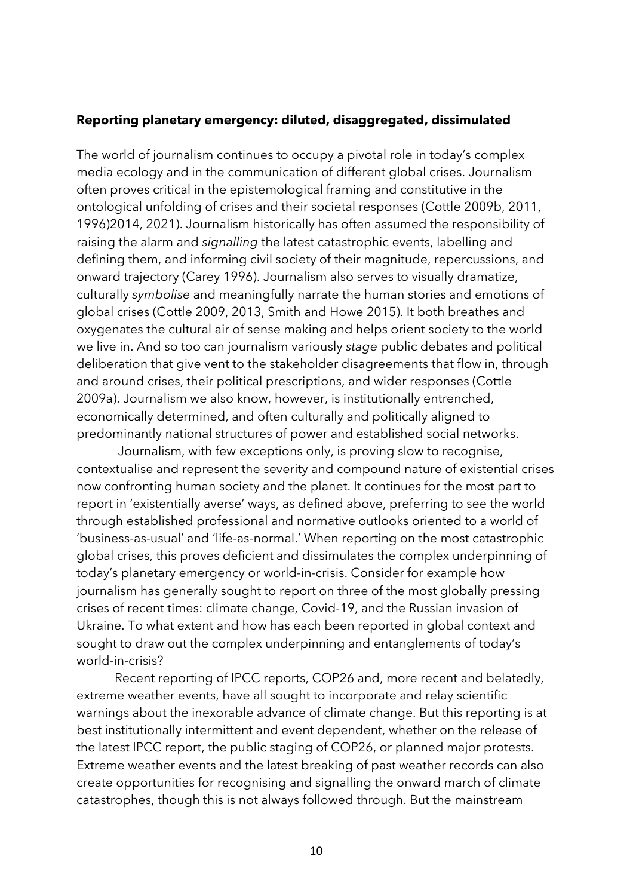**Reporting planetary emergency: diluted, disaggregated, dissimulated**

The world of journalism continues to occupy a pivotal role in today's complex media ecology and in the communication of different global crises. Journalism often proves critical in the epistemological framing and constitutive in the ontological unfolding of crises and their societal responses (Cottle 2009b, 2011, 1996)2014, 2021). Journalism historically has often assumed the responsibility of raising the alarm and *signalling* the latest catastrophic events, labelling and defining them, and informing civil society of their magnitude, repercussions, and onward trajectory (Carey 1996). Journalism also serves to visually dramatize, culturally *symbolise* and meaningfully narrate the human stories and emotions of global crises (Cottle 2009, 2013, Smith and Howe 2015). It both breathes and oxygenates the cultural air of sense making and helps orient society to the world we live in. And so too can journalism variously *stage* public debates and political deliberation that give vent to the stakeholder disagreements that flow in, through and around crises, their political prescriptions, and wider responses (Cottle 2009a). Journalism we also know, however, is institutionally entrenched, economically determined, and often culturally and politically aligned to predominantly national structures of power and established social networks.

Journalism, with few exceptions only, is proving slow to recognise, contextualise and represent the severity and compound nature of existential crises now confronting human society and the planet. It continues for the most part to report in 'existentially averse' ways, as defined above, preferring to see the world through established professional and normative outlooks oriented to a world of 'business-as-usual' and 'life-as-normal.' When reporting on the most catastrophic global crises, this proves deficient and dissimulates the complex underpinning of today's planetary emergency or world-in-crisis. Consider for example how journalism has generally sought to report on three of the most globally pressing crises of recent times: climate change, Covid-19, and the Russian invasion of Ukraine. To what extent and how has each been reported in global context and sought to draw out the complex underpinning and entanglements of today's world-in-crisis?

Recent reporting of IPCC reports, COP26 and, more recent and belatedly, extreme weather events, have all sought to incorporate and relay scientific warnings about the inexorable advance of climate change. But this reporting is at best institutionally intermittent and event dependent, whether on the release of the latest IPCC report, the public staging of COP26, or planned major protests. Extreme weather events and the latest breaking of past weather records can also create opportunities for recognising and signalling the onward march of climate catastrophes, though this is not always followed through. But the mainstream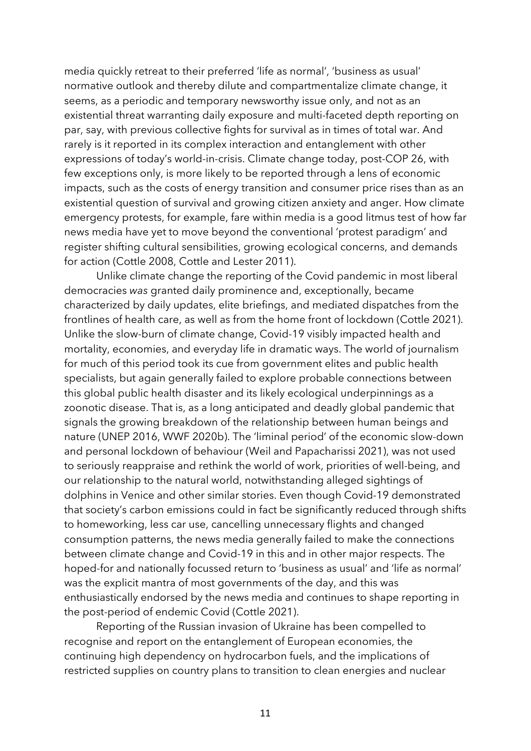media quickly retreat to their preferred 'life as normal', 'business as usual' normative outlook and thereby dilute and compartmentalize climate change, it seems, as a periodic and temporary newsworthy issue only, and not as an existential threat warranting daily exposure and multi-faceted depth reporting on par, say, with previous collective fights for survival as in times of total war. And rarely is it reported in its complex interaction and entanglement with other expressions of today's world-in-crisis. Climate change today, post-COP 26, with few exceptions only, is more likely to be reported through a lens of economic impacts, such as the costs of energy transition and consumer price rises than as an existential question of survival and growing citizen anxiety and anger. How climate emergency protests, for example, fare within media is a good litmus test of how far news media have yet to move beyond the conventional 'protest paradigm' and register shifting cultural sensibilities, growing ecological concerns, and demands for action (Cottle 2008, Cottle and Lester 2011).

Unlike climate change the reporting of the Covid pandemic in most liberal democracies *was* granted daily prominence and, exceptionally, became characterized by daily updates, elite briefings, and mediated dispatches from the frontlines of health care, as well as from the home front of lockdown (Cottle 2021). Unlike the slow-burn of climate change, Covid-19 visibly impacted health and mortality, economies, and everyday life in dramatic ways. The world of journalism for much of this period took its cue from government elites and public health specialists, but again generally failed to explore probable connections between this global public health disaster and its likely ecological underpinnings as a zoonotic disease. That is, as a long anticipated and deadly global pandemic that signals the growing breakdown of the relationship between human beings and nature (UNEP 2016, WWF 2020b). The 'liminal period' of the economic slow-down and personal lockdown of behaviour (Weil and Papacharissi 2021), was not used to seriously reappraise and rethink the world of work, priorities of well-being, and our relationship to the natural world, notwithstanding alleged sightings of dolphins in Venice and other similar stories. Even though Covid-19 demonstrated that society's carbon emissions could in fact be significantly reduced through shifts to homeworking, less car use, cancelling unnecessary flights and changed consumption patterns, the news media generally failed to make the connections between climate change and Covid-19 in this and in other major respects. The hoped-for and nationally focussed return to 'business as usual' and 'life as normal' was the explicit mantra of most governments of the day, and this was enthusiastically endorsed by the news media and continues to shape reporting in the post-period of endemic Covid (Cottle 2021).

Reporting of the Russian invasion of Ukraine has been compelled to recognise and report on the entanglement of European economies, the continuing high dependency on hydrocarbon fuels, and the implications of restricted supplies on country plans to transition to clean energies and nuclear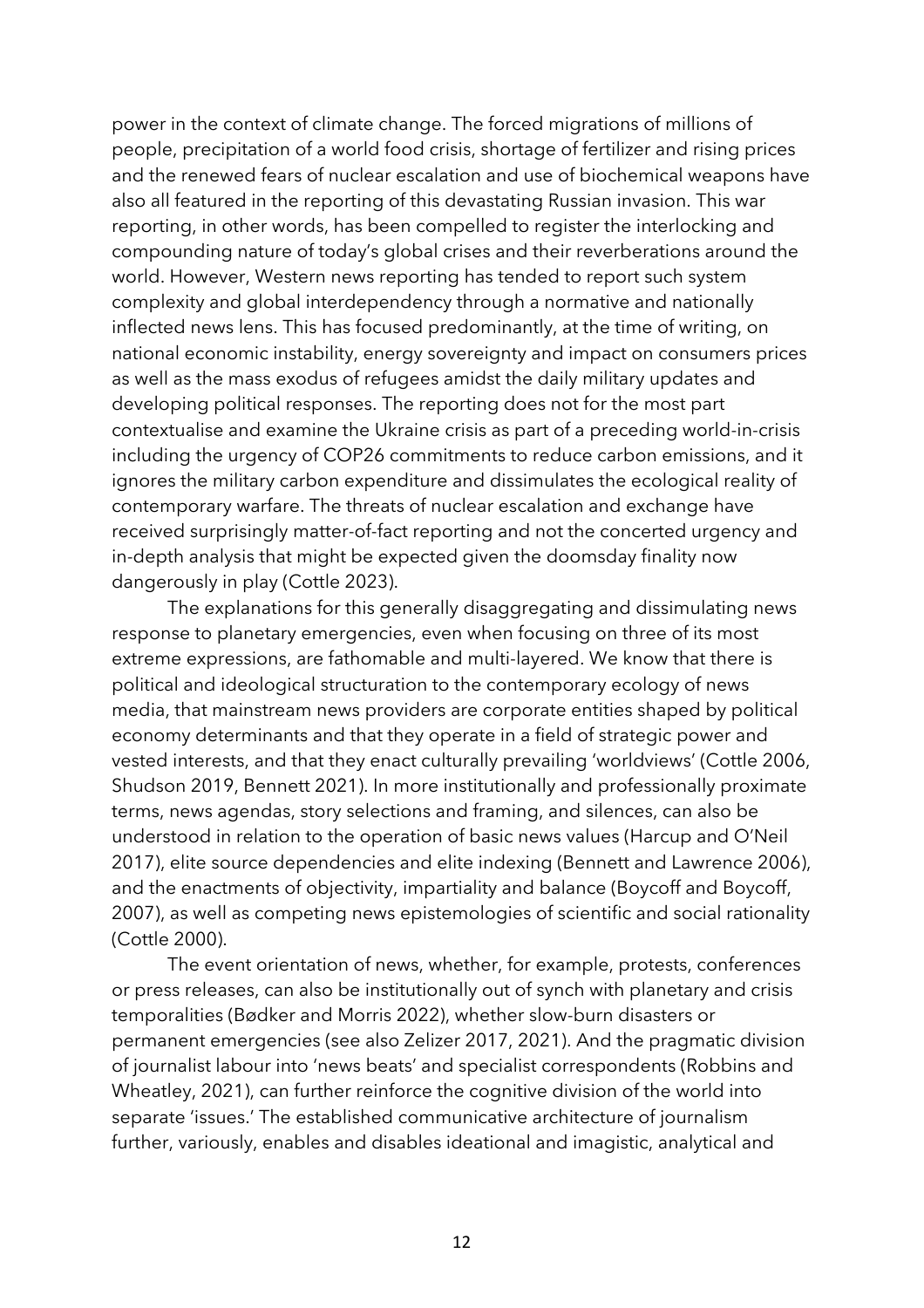power in the context of climate change. The forced migrations of millions of people, precipitation of a world food crisis, shortage of fertilizer and rising prices and the renewed fears of nuclear escalation and use of biochemical weapons have also all featured in the reporting of this devastating Russian invasion. This war reporting, in other words, has been compelled to register the interlocking and compounding nature of today's global crises and their reverberations around the world. However, Western news reporting has tended to report such system complexity and global interdependency through a normative and nationally inflected news lens. This has focused predominantly, at the time of writing, on national economic instability, energy sovereignty and impact on consumers prices as well as the mass exodus of refugees amidst the daily military updates and developing political responses. The reporting does not for the most part contextualise and examine the Ukraine crisis as part of a preceding world-in-crisis including the urgency of COP26 commitments to reduce carbon emissions, and it ignores the military carbon expenditure and dissimulates the ecological reality of contemporary warfare. The threats of nuclear escalation and exchange have received surprisingly matter-of-fact reporting and not the concerted urgency and in-depth analysis that might be expected given the doomsday finality now dangerously in play (Cottle 2023).

The explanations for this generally disaggregating and dissimulating news response to planetary emergencies, even when focusing on three of its most extreme expressions, are fathomable and multi-layered. We know that there is political and ideological structuration to the contemporary ecology of news media, that mainstream news providers are corporate entities shaped by political economy determinants and that they operate in a field of strategic power and vested interests, and that they enact culturally prevailing 'worldviews' (Cottle 2006, Shudson 2019, Bennett 2021). In more institutionally and professionally proximate terms, news agendas, story selections and framing, and silences, can also be understood in relation to the operation of basic news values (Harcup and O'Neil 2017), elite source dependencies and elite indexing (Bennett and Lawrence 2006), and the enactments of objectivity, impartiality and balance (Boycoff and Boycoff, 2007), as well as competing news epistemologies of scientific and social rationality (Cottle 2000).

The event orientation of news, whether, for example, protests, conferences or press releases, can also be institutionally out of synch with planetary and crisis temporalities (Bødker and Morris 2022), whether slow-burn disasters or permanent emergencies (see also Zelizer 2017, 2021). And the pragmatic division of journalist labour into 'news beats' and specialist correspondents (Robbins and Wheatley, 2021), can further reinforce the cognitive division of the world into separate 'issues.' The established communicative architecture of journalism further, variously, enables and disables ideational and imagistic, analytical and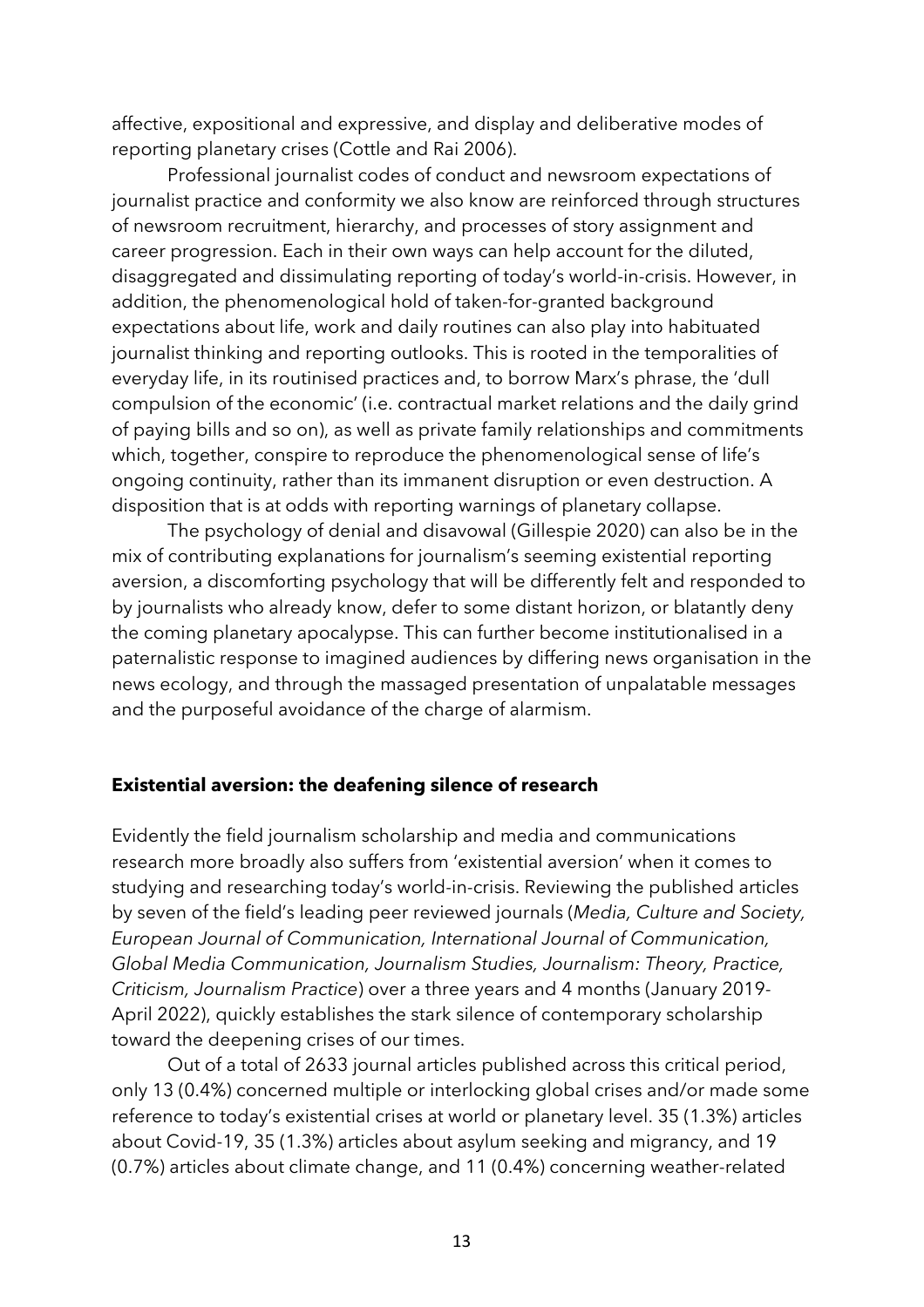affective, expositional and expressive, and display and deliberative modes of reporting planetary crises (Cottle and Rai 2006).

Professional journalist codes of conduct and newsroom expectations of journalist practice and conformity we also know are reinforced through structures of newsroom recruitment, hierarchy, and processes of story assignment and career progression. Each in their own ways can help account for the diluted, disaggregated and dissimulating reporting of today's world-in-crisis. However, in addition, the phenomenological hold of taken-for-granted background expectations about life, work and daily routines can also play into habituated journalist thinking and reporting outlooks. This is rooted in the temporalities of everyday life, in its routinised practices and, to borrow Marx's phrase, the 'dull compulsion of the economic' (i.e. contractual market relations and the daily grind of paying bills and so on), as well as private family relationships and commitments which, together, conspire to reproduce the phenomenological sense of life's ongoing continuity, rather than its immanent disruption or even destruction. A disposition that is at odds with reporting warnings of planetary collapse.

The psychology of denial and disavowal (Gillespie 2020) can also be in the mix of contributing explanations for journalism's seeming existential reporting aversion, a discomforting psychology that will be differently felt and responded to by journalists who already know, defer to some distant horizon, or blatantly deny the coming planetary apocalypse. This can further become institutionalised in a paternalistic response to imagined audiences by differing news organisation in the news ecology, and through the massaged presentation of unpalatable messages and the purposeful avoidance of the charge of alarmism.

## Existential aversion: the deafening silence of research

Evidently the field journalism scholarship and media and communications research more broadly also suffers from 'existential aversion' when it comes to studying and researching today's world-in-crisis. Reviewing the published articles by seven of the field's leading peer reviewed journals (*Media, Culture and Society, European Journal of Communication, International Journal of Communication, Global Media Communication, Journalism Studies, Journalism: Theory, Practice, Criticism, Journalism Practice*) over a three years and 4 months (January 2019-April 2022), quickly establishes the stark silence of contemporary scholarship toward the deepening crises of our times.

Out of a total of 2633 journal articles published across this critical period, only 13 (0.4%) concerned multiple or interlocking global crises and/or made some reference to today's existential crises at world or planetary level. 35 (1.3%) articles about Covid-19, 35 (1.3%) articles about asylum seeking and migrancy, and 19 (0.7%) articles about climate change, and 11 (0.4%) concerning weather-related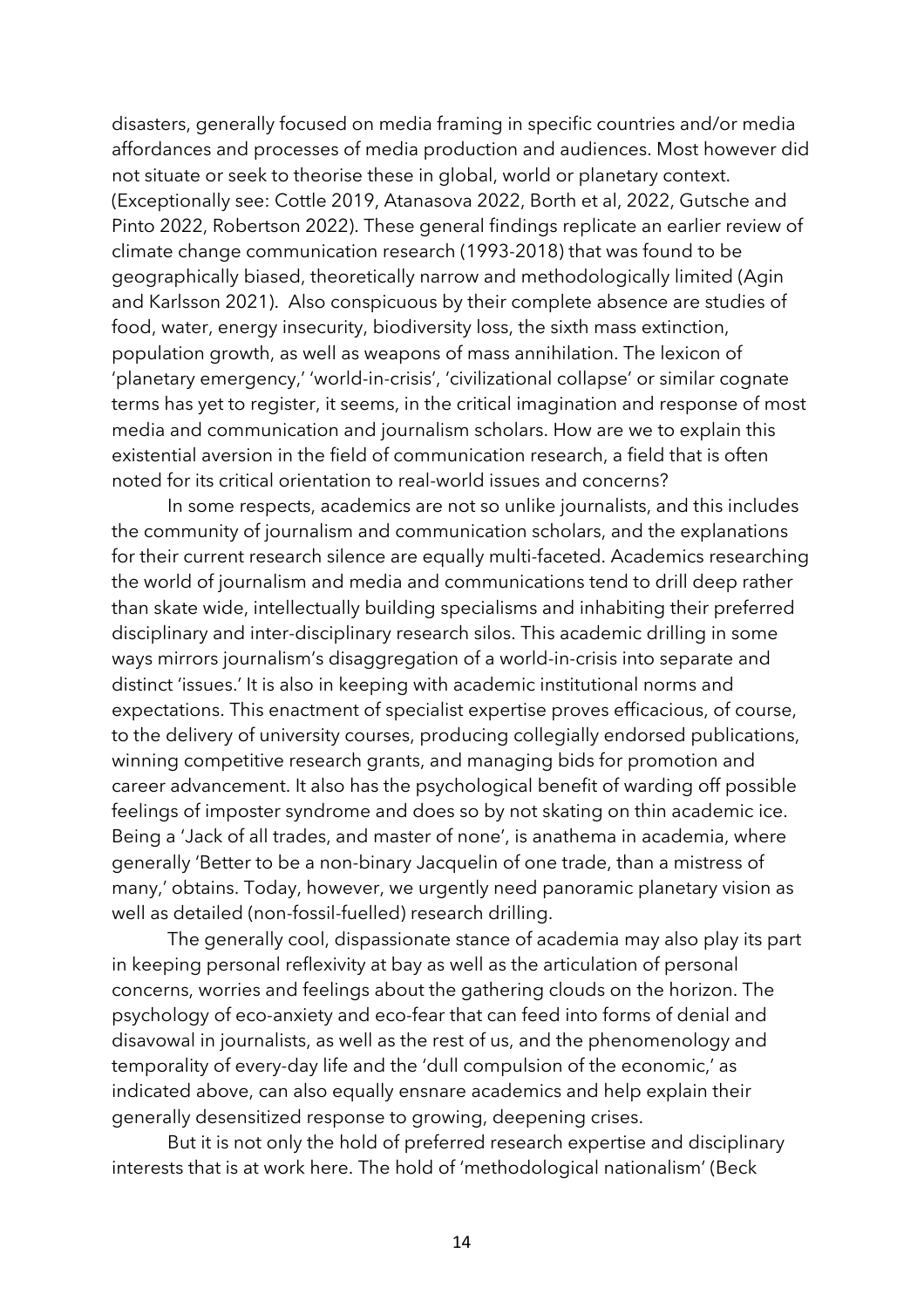disasters, generally focused on media framing in specific countries and/or media affordances and processes of media production and audiences. Most however did not situate or seek to theorise these in global, world or planetary context. (Exceptionally see: Cottle 2019, Atanasova 2022, Borth et al, 2022, Gutsche and Pinto 2022, Robertson 2022). These general findings replicate an earlier review of climate change communication research (1993-2018) that was found to be geographically biased, theoretically narrow and methodologically limited (Agin and Karlsson 2021). Also conspicuous by their complete absence are studies of food, water, energy insecurity, biodiversity loss, the sixth mass extinction, population growth, as well as weapons of mass annihilation. The lexicon of 'planetary emergency,' 'world-in-crisis', 'civilizational collapse' or similar cognate terms has yet to register, it seems, in the critical imagination and response of most media and communication and journalism scholars. How are we to explain this existential aversion in the field of communication research, a field that is often noted for its critical orientation to real-world issues and concerns?

In some respects, academics are not so unlike journalists, and this includes the community of journalism and communication scholars, and the explanations for their current research silence are equally multi-faceted. Academics researching the world of journalism and media and communications tend to drill deep rather than skate wide, intellectually building specialisms and inhabiting their preferred disciplinary and inter-disciplinary research silos. This academic drilling in some ways mirrors journalism's disaggregation of a world-in-crisis into separate and distinct 'issues.' It is also in keeping with academic institutional norms and expectations. This enactment of specialist expertise proves efficacious, of course, to the delivery of university courses, producing collegially endorsed publications, winning competitive research grants, and managing bids for promotion and career advancement. It also has the psychological benefit of warding off possible feelings of imposter syndrome and does so by not skating on thin academic ice. Being a 'Jack of all trades, and master of none', is anathema in academia, where generally 'Better to be a non-binary Jacquelin of one trade, than a mistress of many,' obtains. Today, however, we urgently need panoramic planetary vision as well as detailed (non-fossil-fuelled) research drilling.

The generally cool, dispassionate stance of academia may also play its part in keeping personal reflexivity at bay as well as the articulation of personal concerns, worries and feelings about the gathering clouds on the horizon. The psychology of eco-anxiety and eco-fear that can feed into forms of denial and disavowal in journalists, as well as the rest of us, and the phenomenology and temporality of every-day life and the 'dull compulsion of the economic,' as indicated above, can also equally ensnare academics and help explain their generally desensitized response to growing, deepening crises.

But it is not only the hold of preferred research expertise and disciplinary interests that is at work here. The hold of 'methodological nationalism' (Beck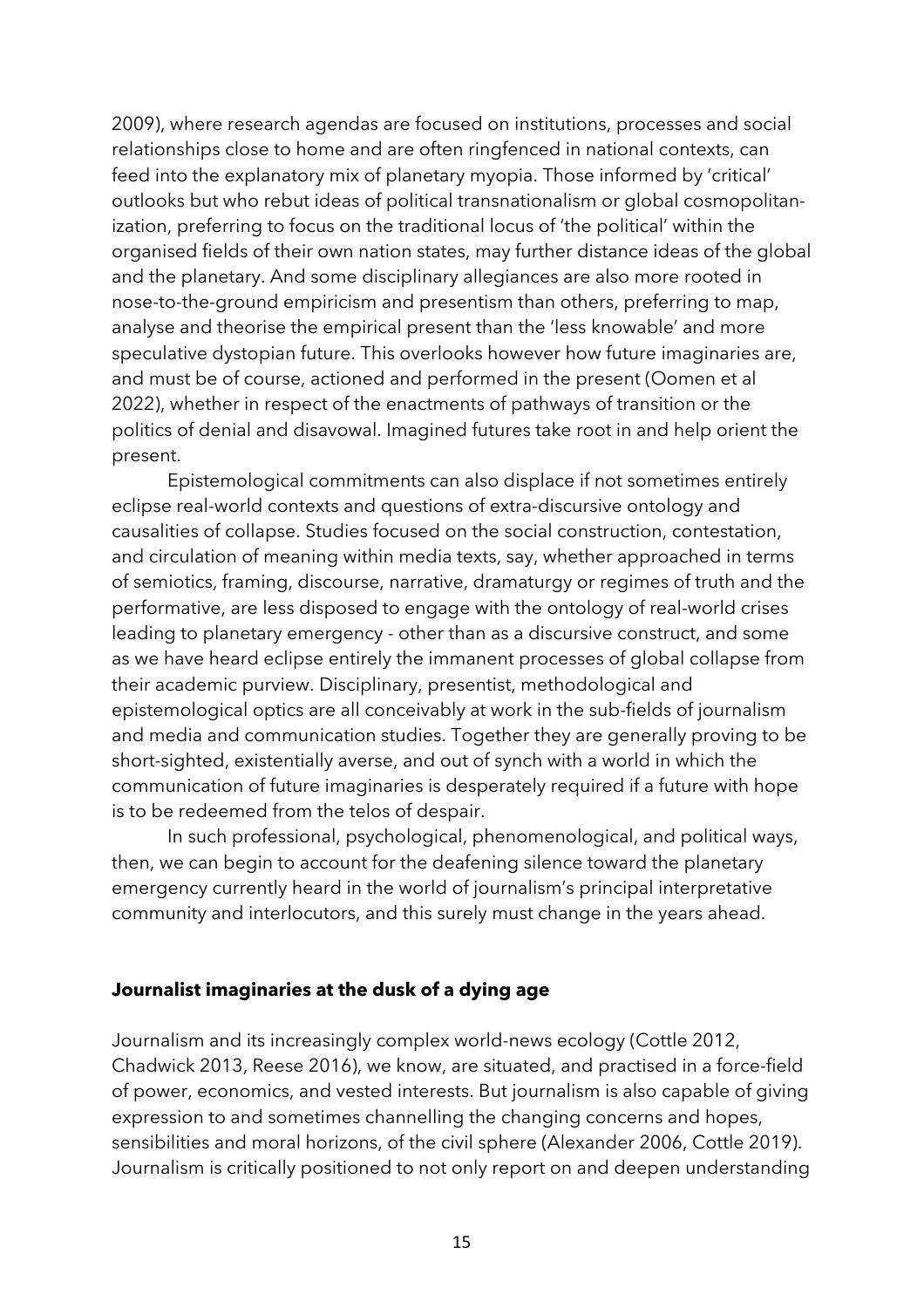2009), where research agendas are focused on institutions, processes and social relationships close to home and are often ringfenced in national contexts, can feed into the explanatory mix of planetary myopia. Those informed by 'critical' outlooks but who rebut ideas of political transnationalism or global cosmopolitanization, preferring to focus on the traditional locus of 'the political' within the organised fields of their own nation states, may further distance ideas of the global and the planetary. And some disciplinary allegiances are also more rooted in nose-to-the-ground empiricism and presentism than others, preferring to map, analyse and theorise the empirical present than the 'less knowable' and more speculative dystopian future. This overlooks however how future imaginaries are, and must be of course, actioned and performed in the present (Oomen et al 2022), whether in respect of the enactments of pathways of transition or the politics of denial and disavowal. Imagined futures take root in and help orient the present.

Epistemological commitments can also displace if not sometimes entirely eclipse real-world contexts and questions of extra-discursive ontology and causalities of collapse. Studies focused on the social construction, contestation, and circulation of meaning within media texts, say, whether approached in terms of semiotics, framing, discourse, narrative, dramaturgy or regimes of truth and the performative, are less disposed to engage with the ontology of real-world crises leading to planetary emergency - other than as a discursive construct, and some as we have heard eclipse entirely the immanent processes of global collapse from their academic purview. Disciplinary, presentist, methodological and epistemological optics are all conceivably at work in the sub-fields of journalism and media and communication studies. Together they are generally proving to be short-sighted, existentially averse, and out of synch with a world in which the communication of future imaginaries is desperately required if a future with hope is to be redeemed from the telos of despair.

In such professional, psychological, phenomenological, and political ways, then, we can begin to account for the deafening silence toward the planetary emergency currently heard in the world of journalism's principal interpretative community and interlocutors, and this surely must change in the years ahead.

## Journalist imaginaries at the dusk of a dying age

Journalism and its increasingly complex world-news ecology (Cottle 2012, Chadwick 2013, Reese 2016), we know, are situated, and practised in a force-field of power, economics, and vested interests. But journalism is also capable of giving expression to and sometimes channelling the changing concerns and hopes, sensibilities and moral horizons, of the civil sphere (Alexander 2006, Cottle 2019). Journalism is critically positioned to not only report on and deepen understanding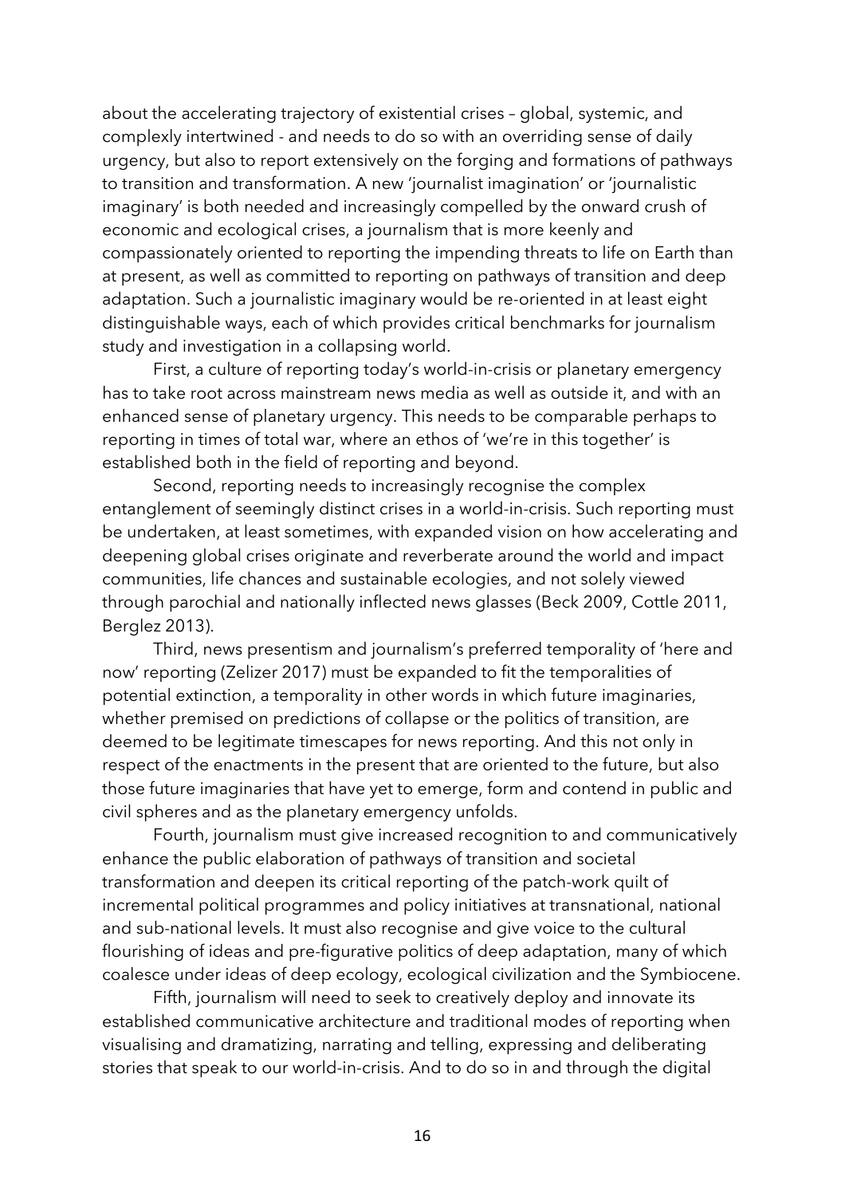about the accelerating trajectory of existential crises – global, systemic, and complexly intertwined - and needs to do so with an overriding sense of daily urgency, but also to report extensively on the forging and formations of pathways to transition and transformation. A new 'journalist imagination' or 'journalistic imaginary' is both needed and increasingly compelled by the onward crush of economic and ecological crises, a journalism that is more keenly and compassionately oriented to reporting the impending threats to life on Earth than at present, as well as committed to reporting on pathways of transition and deep adaptation. Such a journalistic imaginary would be re-oriented in at least eight distinguishable ways, each of which provides critical benchmarks for journalism study and investigation in a collapsing world.

First, a culture of reporting today's world-in-crisis or planetary emergency has to take root across mainstream news media as well as outside it, and with an enhanced sense of planetary urgency. This needs to be comparable perhaps to reporting in times of total war, where an ethos of 'we're in this together' is established both in the field of reporting and beyond.

Second, reporting needs to increasingly recognise the complex entanglement of seemingly distinct crises in a world-in-crisis. Such reporting must be undertaken, at least sometimes, with expanded vision on how accelerating and deepening global crises originate and reverberate around the world and impact communities, life chances and sustainable ecologies, and not solely viewed through parochial and nationally inflected news glasses (Beck 2009, Cottle 2011, Berglez 2013).

Third, news presentism and journalism's preferred temporality of 'here and now' reporting (Zelizer 2017) must be expanded to fit the temporalities of potential extinction, a temporality in other words in which future imaginaries, whether premised on predictions of collapse or the politics of transition, are deemed to be legitimate timescapes for news reporting. And this not only in respect of the enactments in the present that are oriented to the future, but also those future imaginaries that have yet to emerge, form and contend in public and civil spheres and as the planetary emergency unfolds.

Fourth, journalism must give increased recognition to and communicatively enhance the public elaboration of pathways of transition and societal transformation and deepen its critical reporting of the patch-work quilt of incremental political programmes and policy initiatives at transnational, national and sub-national levels. It must also recognise and give voice to the cultural flourishing of ideas and pre-figurative politics of deep adaptation, many of which coalesce under ideas of deep ecology, ecological civilization and the Symbiocene.

Fifth, journalism will need to seek to creatively deploy and innovate its established communicative architecture and traditional modes of reporting when visualising and dramatizing, narrating and telling, expressing and deliberating stories that speak to our world-in-crisis. And to do so in and through the digital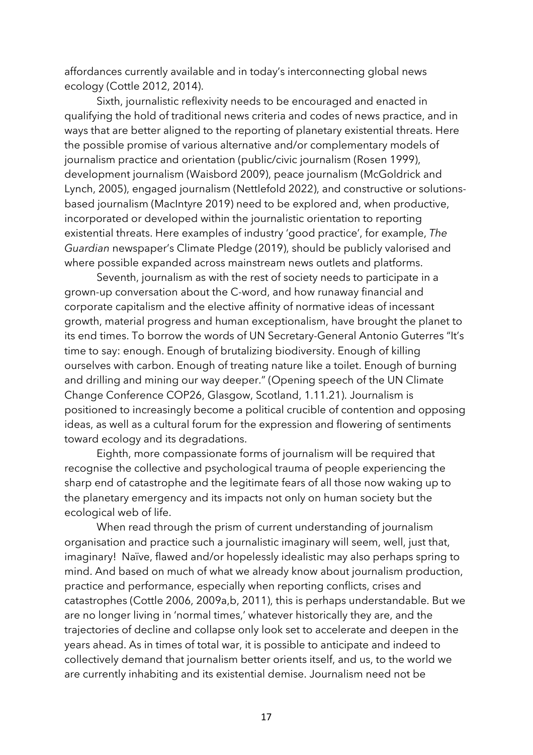affordances currently available and in today's interconnecting global news ecology (Cottle 2012, 2014).

Sixth, journalistic reflexivity needs to be encouraged and enacted in qualifying the hold of traditional news criteria and codes of news practice, and in ways that are better aligned to the reporting of planetary existential threats. Here the possible promise of various alternative and/or complementary models of journalism practice and orientation (public/civic journalism (Rosen 1999), development journalism (Waisbord 2009), peace journalism (McGoldrick and Lynch, 2005), engaged journalism (Nettlefold 2022), and constructive or solutions-based journalism (MacIntyre 2019) need to be explored and, when productive, incorporated or developed within the journalistic orientation to reporting existential threats. Here examples of industry 'good practice', for example, *The Guardian* newspaper's Climate Pledge (2019), should be publicly valorised and where possible expanded across mainstream news outlets and platforms.

Seventh, journalism as with the rest of society needs to participate in a grown-up conversation about the C-word, and how runaway financial and corporate capitalism and the elective affinity of normative ideas of incessant growth, material progress and human exceptionalism, have brought the planet to its end times. To borrow the words of UN Secretary-General Antonio Guterres "It's time to say: enough. Enough of brutalizing biodiversity. Enough of killing ourselves with carbon. Enough of treating nature like a toilet. Enough of burning and drilling and mining our way deeper." (Opening speech of the UN Climate Change Conference COP26, Glasgow, Scotland, 1.11.21). Journalism is positioned to increasingly become a political crucible of contention and opposing ideas, as well as a cultural forum for the expression and flowering of sentiments toward ecology and its degradations.

Eighth, more compassionate forms of journalism will be required that recognise the collective and psychological trauma of people experiencing the sharp end of catastrophe and the legitimate fears of all those now waking up to the planetary emergency and its impacts not only on human society but the ecological web of life.

When read through the prism of current understanding of journalism organisation and practice such a journalistic imaginary will seem, well, just that, imaginary! Naïve, flawed and/or hopelessly idealistic may also perhaps spring to mind. And based on much of what we already know about journalism production, practice and performance, especially when reporting conflicts, crises and catastrophes (Cottle 2006, 2009a,b, 2011), this is perhaps understandable. But we are no longer living in 'normal times,' whatever historically they are, and the trajectories of decline and collapse only look set to accelerate and deepen in the years ahead. As in times of total war, it is possible to anticipate and indeed to collectively demand that journalism better orients itself, and us, to the world we are currently inhabiting and its existential demise. Journalism need not be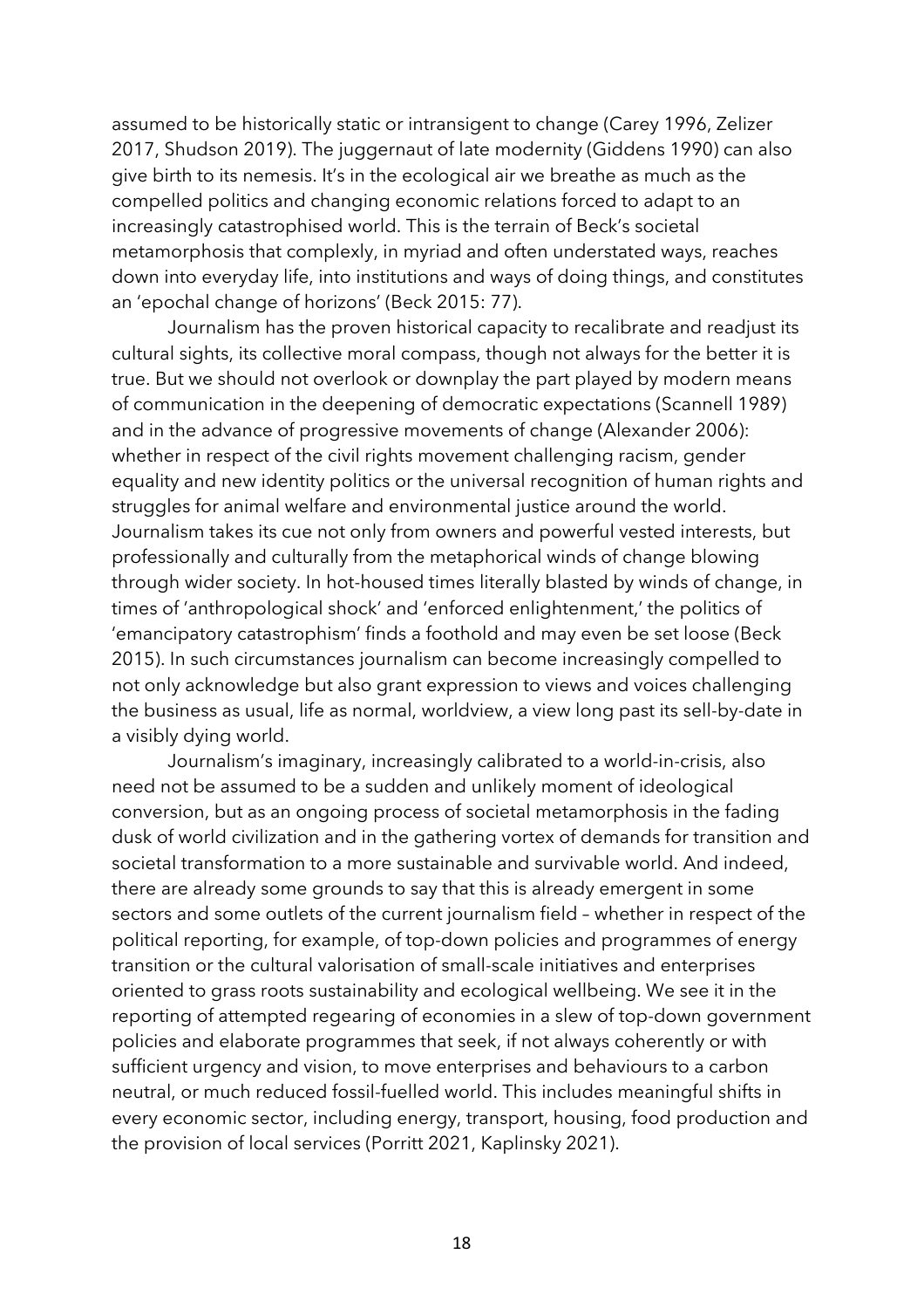assumed to be historically static or intransigent to change (Carey 1996, Zelizer 2017, Shudson 2019). The juggernaut of late modernity (Giddens 1990) can also give birth to its nemesis. It's in the ecological air we breathe as much as the compelled politics and changing economic relations forced to adapt to an increasingly catastrophised world. This is the terrain of Beck's societal metamorphosis that complexly, in myriad and often understated ways, reaches down into everyday life, into institutions and ways of doing things, and constitutes an 'epochal change of horizons' (Beck 2015: 77).

Journalism has the proven historical capacity to recalibrate and readjust its cultural sights, its collective moral compass, though not always for the better it is true. But we should not overlook or downplay the part played by modern means of communication in the deepening of democratic expectations (Scannell 1989) and in the advance of progressive movements of change (Alexander 2006): whether in respect of the civil rights movement challenging racism, gender equality and new identity politics or the universal recognition of human rights and struggles for animal welfare and environmental justice around the world. Journalism takes its cue not only from owners and powerful vested interests, but professionally and culturally from the metaphorical winds of change blowing through wider society. In hot-housed times literally blasted by winds of change, in times of 'anthropological shock' and 'enforced enlightenment,' the politics of 'emancipatory catastrophism' finds a foothold and may even be set loose (Beck 2015). In such circumstances journalism can become increasingly compelled to not only acknowledge but also grant expression to views and voices challenging the business as usual, life as normal, worldview, a view long past its sell-by-date in a visibly dying world.

Journalism's imaginary, increasingly calibrated to a world-in-crisis, also need not be assumed to be a sudden and unlikely moment of ideological conversion, but as an ongoing process of societal metamorphosis in the fading dusk of world civilization and in the gathering vortex of demands for transition and societal transformation to a more sustainable and survivable world. And indeed, there are already some grounds to say that this is already emergent in some sectors and some outlets of the current journalism field – whether in respect of the political reporting, for example, of top-down policies and programmes of energy transition or the cultural valorisation of small-scale initiatives and enterprises oriented to grass roots sustainability and ecological wellbeing. We see it in the reporting of attempted regearing of economies in a slew of top-down government policies and elaborate programmes that seek, if not always coherently or with sufficient urgency and vision, to move enterprises and behaviours to a carbon neutral, or much reduced fossil-fuelled world. This includes meaningful shifts in every economic sector, including energy, transport, housing, food production and the provision of local services (Porritt 2021, Kaplinsky 2021).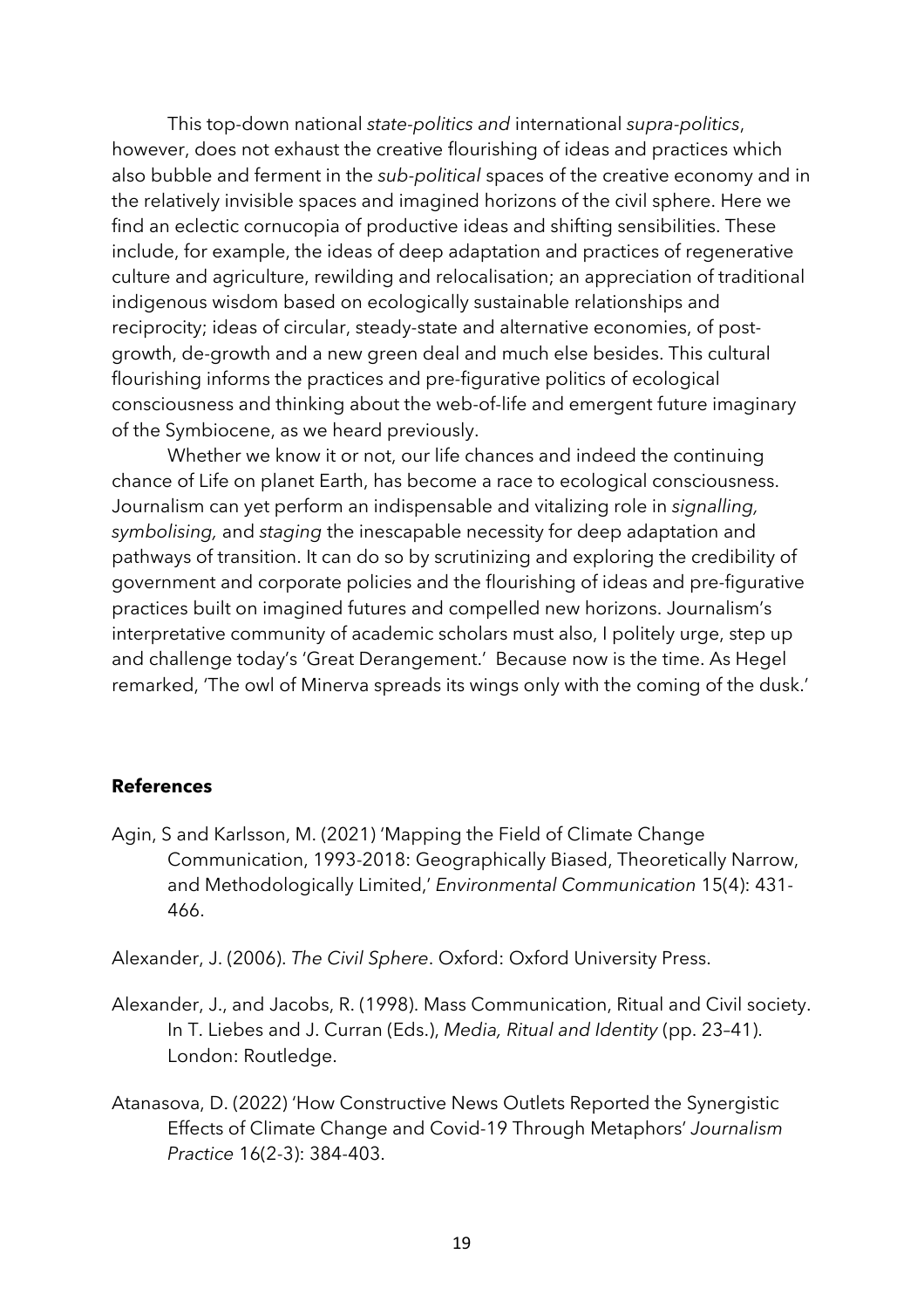This top-down national *state-politics and* international *supra-politics*, however, does not exhaust the creative flourishing of ideas and practices which also bubble and ferment in the *sub-political* spaces of the creative economy and in the relatively invisible spaces and imagined horizons of the civil sphere. Here we find an eclectic cornucopia of productive ideas and shifting sensibilities. These include, for example, the ideas of deep adaptation and practices of regenerative culture and agriculture, rewilding and relocalisation; an appreciation of traditional indigenous wisdom based on ecologically sustainable relationships and reciprocity; ideas of circular, steady-state and alternative economies, of post-growth, de-growth and a new green deal and much else besides. This cultural flourishing informs the practices and pre-figurative politics of ecological consciousness and thinking about the web-of-life and emergent future imaginary of the Symbiocene, as we heard previously.

Whether we know it or not, our life chances and indeed the continuing chance of Life on planet Earth, has become a race to ecological consciousness. Journalism can yet perform an indispensable and vitalizing role in *signalling, symbolising,* and *staging* the inescapable necessity for deep adaptation and pathways of transition. It can do so by scrutinizing and exploring the credibility of government and corporate policies and the flourishing of ideas and pre-figurative practices built on imagined futures and compelled new horizons. Journalism's interpretative community of academic scholars must also, I politely urge, step up and challenge today's 'Great Derangement.' Because now is the time. As Hegel remarked, 'The owl of Minerva spreads its wings only with the coming of the dusk.'

## References

Agin, S and Karlsson, M. (2021) 'Mapping the Field of Climate Change Communication, 1993-2018: Geographically Biased, Theoretically Narrow, and Methodologically Limited,' *Environmental Communication* 15(4): 431-466.

Alexander, J. (2006). *The Civil Sphere*. Oxford: Oxford University Press.

Alexander, J., and Jacobs, R. (1998). Mass Communication, Ritual and Civil society. In T. Liebes and J. Curran (Eds.), *Media, Ritual and Identity* (pp. 23–41). London: Routledge.

Atanasova, D. (2022) 'How Constructive News Outlets Reported the Synergistic Effects of Climate Change and Covid-19 Through Metaphors' *Journalism Practice* 16(2-3): 384-403.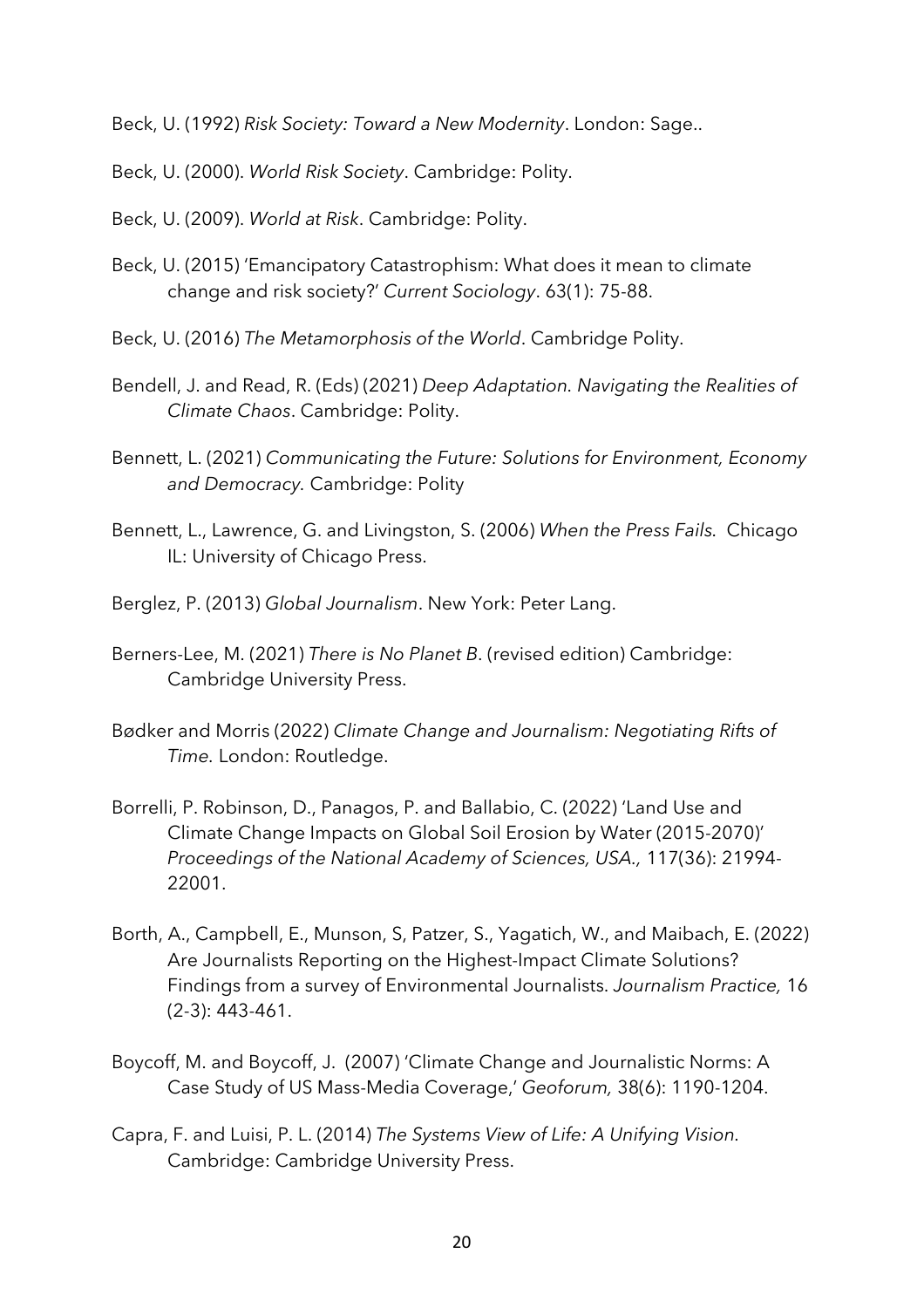Beck, U. (1992) *Risk Society: Toward a New Modernity*. London: Sage..

Beck, U. (2000). *World Risk Society*. Cambridge: Polity.

Beck, U. (2009). *World at Risk*. Cambridge: Polity.

Beck, U. (2015) 'Emancipatory Catastrophism: What does it mean to climate change and risk society?' *Current Sociology*. 63(1): 75-88.

Beck, U. (2016) *The Metamorphosis of the World*. Cambridge Polity.

Bendell, J. and Read, R. (Eds) (2021) *Deep Adaptation. Navigating the Realities of Climate Chaos*. Cambridge: Polity.

Bennett, L. (2021) *Communicating the Future: Solutions for Environment, Economy and Democracy.* Cambridge: Polity

Bennett, L., Lawrence, G. and Livingston, S. (2006) *When the Press Fails.* Chicago IL: University of Chicago Press.

Berglez, P. (2013) *Global Journalism*. New York: Peter Lang.

Berners-Lee, M. (2021) *There is No Planet B*. (revised edition) Cambridge: Cambridge University Press.

Bødker and Morris (2022) *Climate Change and Journalism: Negotiating Rifts of Time.* London: Routledge.

Borrelli, P. Robinson, D., Panagos, P. and Ballabio, C. (2022) 'Land Use and Climate Change Impacts on Global Soil Erosion by Water (2015-2070)' *Proceedings of the National Academy of Sciences, USA.,* 117(36): 21994-22001.

Borth, A., Campbell, E., Munson, S, Patzer, S., Yagatich, W., and Maibach, E. (2022) Are Journalists Reporting on the Highest-Impact Climate Solutions? Findings from a survey of Environmental Journalists. *Journalism Practice,* 16 (2-3): 443-461.

Boycoff, M. and Boycoff, J. (2007) 'Climate Change and Journalistic Norms: A Case Study of US Mass-Media Coverage,' *Geoforum,* 38(6): 1190-1204.

Capra, F. and Luisi, P. L. (2014) *The Systems View of Life: A Unifying Vision.* Cambridge: Cambridge University Press.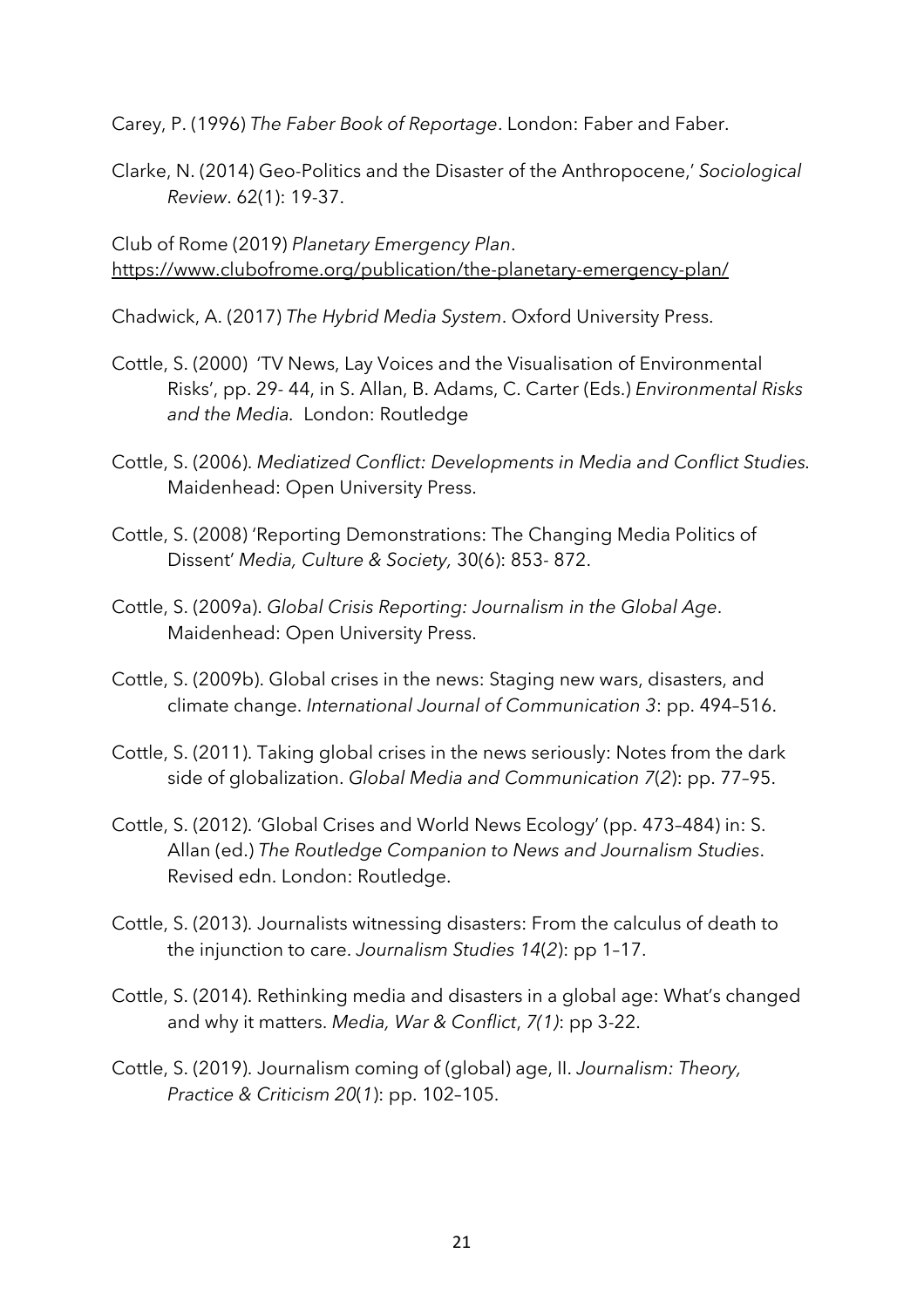Carey, P. (1996) *The Faber Book of Reportage*. London: Faber and Faber.

Clarke, N. (2014) Geo-Politics and the Disaster of the Anthropocene,' *Sociological Review*. 62(1): 19-37.

Club of Rome (2019) *Planetary Emergency Plan*. https://www.clubofrome.org/publication/the-planetary-emergency-plan/

Chadwick, A. (2017) *The Hybrid Media System*. Oxford University Press.

Cottle, S. (2000) 'TV News, Lay Voices and the Visualisation of Environmental Risks', pp. 29- 44, in S. Allan, B. Adams, C. Carter (Eds.) *Environmental Risks and the Media.* London: Routledge

Cottle, S. (2006). *Mediatized Conflict: Developments in Media and Conflict Studies*. Maidenhead: Open University Press.

Cottle, S. (2008) 'Reporting Demonstrations: The Changing Media Politics of Dissent' *Media, Culture & Society,* 30(6): 853- 872.

Cottle, S. (2009a). *Global Crisis Reporting: Journalism in the Global Age*. Maidenhead: Open University Press.

Cottle, S. (2009b). Global crises in the news: Staging new wars, disasters, and climate change. *International Journal of Communication 3*: pp. 494–516.

Cottle, S. (2011). Taking global crises in the news seriously: Notes from the dark side of globalization. *Global Media and Communication 7*(*2*): pp. 77–95.

Cottle, S. (2012). 'Global Crises and World News Ecology' (pp. 473–484) in: S. Allan (ed.) *The Routledge Companion to News and Journalism Studies*. Revised edn. London: Routledge.

Cottle, S. (2013). Journalists witnessing disasters: From the calculus of death to the injunction to care. *Journalism Studies 14*(*2*): pp 1–17.

Cottle, S. (2014). Rethinking media and disasters in a global age: What's changed and why it matters. *Media, War & Conflict*, *7(1)*: pp 3-22.

Cottle, S. (2019). Journalism coming of (global) age, II. *Journalism: Theory, Practice & Criticism 20*(*1*): pp. 102–105.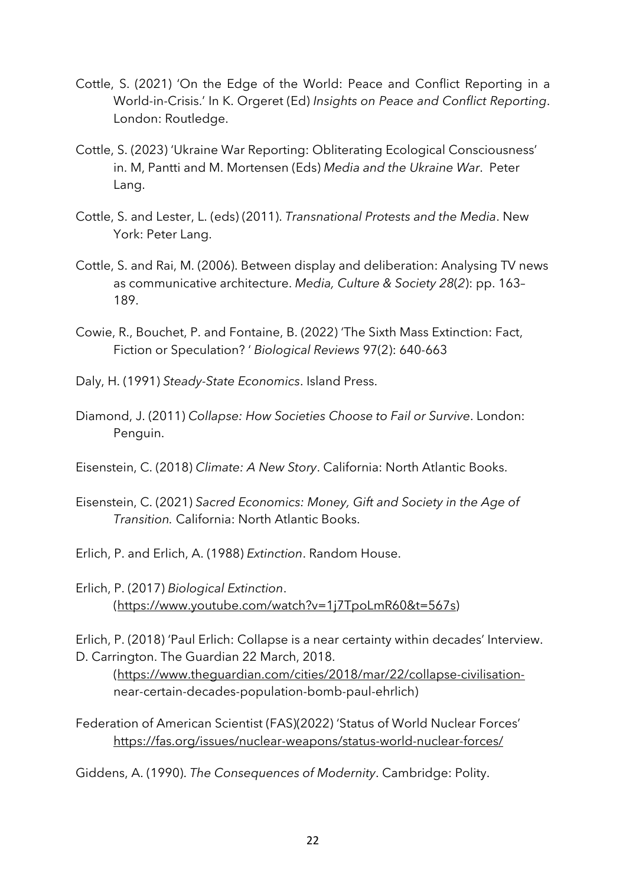Cottle, S. (2021) 'On the Edge of the World: Peace and Conflict Reporting in a World-in-Crisis.' In K. Orgeret (Ed) *Insights on Peace and Conflict Reporting*. London: Routledge.

Cottle, S. (2023) 'Ukraine War Reporting: Obliterating Ecological Consciousness' in. M, Pantti and M. Mortensen (Eds) *Media and the Ukraine War*. Peter Lang.

Cottle, S. and Lester, L. (eds) (2011). *Transnational Protests and the Media*. New York: Peter Lang.

Cottle, S. and Rai, M. (2006). Between display and deliberation: Analysing TV news as communicative architecture. *Media, Culture & Society 28*(*2*): pp. 163–189.

Cowie, R., Bouchet, P. and Fontaine, B. (2022) 'The Sixth Mass Extinction: Fact, Fiction or Speculation? ' *Biological Reviews* 97(2): 640-663

Daly, H. (1991) *Steady-State Economics*. Island Press.

Diamond, J. (2011) *Collapse: How Societies Choose to Fail or Survive*. London: Penguin.

Eisenstein, C. (2018) *Climate: A New Story*. California: North Atlantic Books.

Eisenstein, C. (2021) *Sacred Economics: Money, Gift and Society in the Age of Transition.* California: North Atlantic Books.

Erlich, P. and Erlich, A. (1988) *Extinction*. Random House.

Erlich, P. (2017) *Biological Extinction*. (https://www.youtube.com/watch?v=1j7TpoLmR60&t=567s)

Erlich, P. (2018) 'Paul Erlich: Collapse is a near certainty within decades' Interview. D. Carrington. The Guardian 22 March, 2018. (https://www.theguardian.com/cities/2018/mar/22/collapse-civilisation-near-certain-decades-population-bomb-paul-ehrlich)

Federation of American Scientist (FAS)(2022) 'Status of World Nuclear Forces' https://fas.org/issues/nuclear-weapons/status-world-nuclear-forces/

Giddens, A. (1990). *The Consequences of Modernity*. Cambridge: Polity.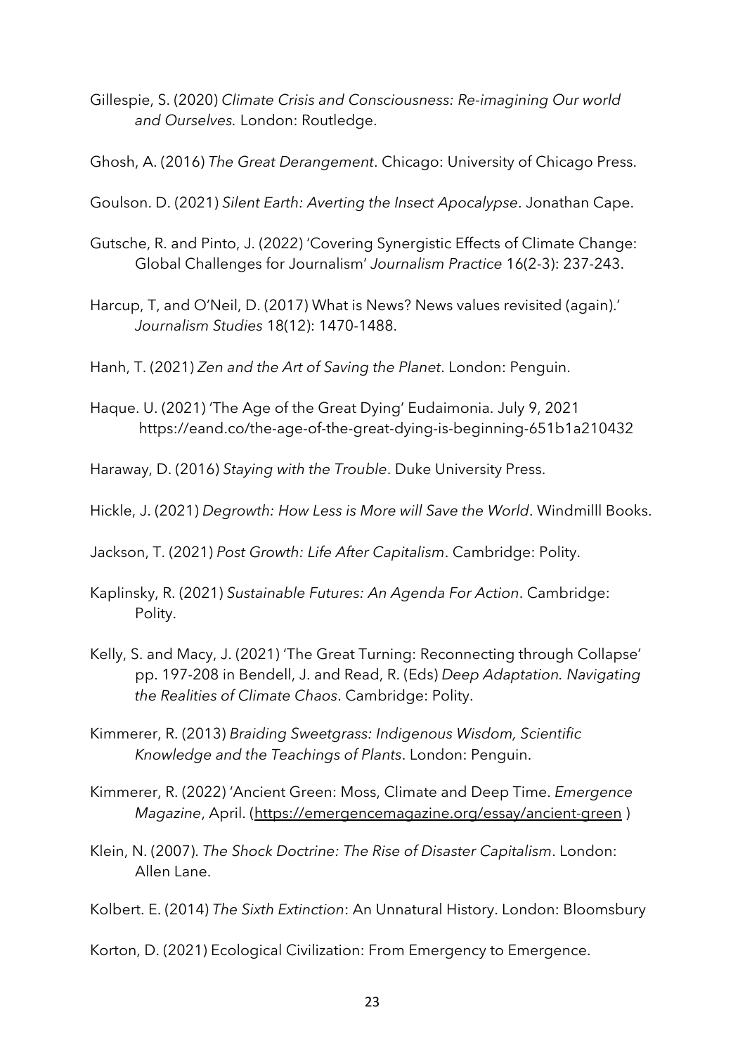Gillespie, S. (2020) *Climate Crisis and Consciousness: Re-imagining Our world and Ourselves.* London: Routledge.

Ghosh, A. (2016) *The Great Derangement*. Chicago: University of Chicago Press.

Goulson. D. (2021) *Silent Earth: Averting the Insect Apocalypse*. Jonathan Cape.

Gutsche, R. and Pinto, J. (2022) 'Covering Synergistic Effects of Climate Change: Global Challenges for Journalism' *Journalism Practice* 16(2-3): 237-243.

Harcup, T, and O'Neil, D. (2017) What is News? News values revisited (again).' *Journalism Studies* 18(12): 1470-1488.

Hanh, T. (2021) *Zen and the Art of Saving the Planet*. London: Penguin.

Haque. U. (2021) 'The Age of the Great Dying' Eudaimonia. July 9, 2021 https://eand.co/the-age-of-the-great-dying-is-beginning-651b1a210432

Haraway, D. (2016) *Staying with the Trouble*. Duke University Press.

Hickle, J. (2021) *Degrowth: How Less is More will Save the World*. Windmilll Books.

Jackson, T. (2021) *Post Growth: Life After Capitalism*. Cambridge: Polity.

Kaplinsky, R. (2021) *Sustainable Futures: An Agenda For Action*. Cambridge: Polity.

Kelly, S. and Macy, J. (2021) 'The Great Turning: Reconnecting through Collapse' pp. 197-208 in Bendell, J. and Read, R. (Eds) *Deep Adaptation. Navigating the Realities of Climate Chaos*. Cambridge: Polity.

Kimmerer, R. (2013) *Braiding Sweetgrass: Indigenous Wisdom, Scientific Knowledge and the Teachings of Plants*. London: Penguin.

Kimmerer, R. (2022) 'Ancient Green: Moss, Climate and Deep Time. *Emergence Magazine*, April. (https://emergencemagazine.org/essay/ancient-green )

Klein, N. (2007). *The Shock Doctrine: The Rise of Disaster Capitalism*. London: Allen Lane.

Kolbert. E. (2014) *The Sixth Extinction*: An Unnatural History. London: Bloomsbury

Korton, D. (2021) Ecological Civilization: From Emergency to Emergence.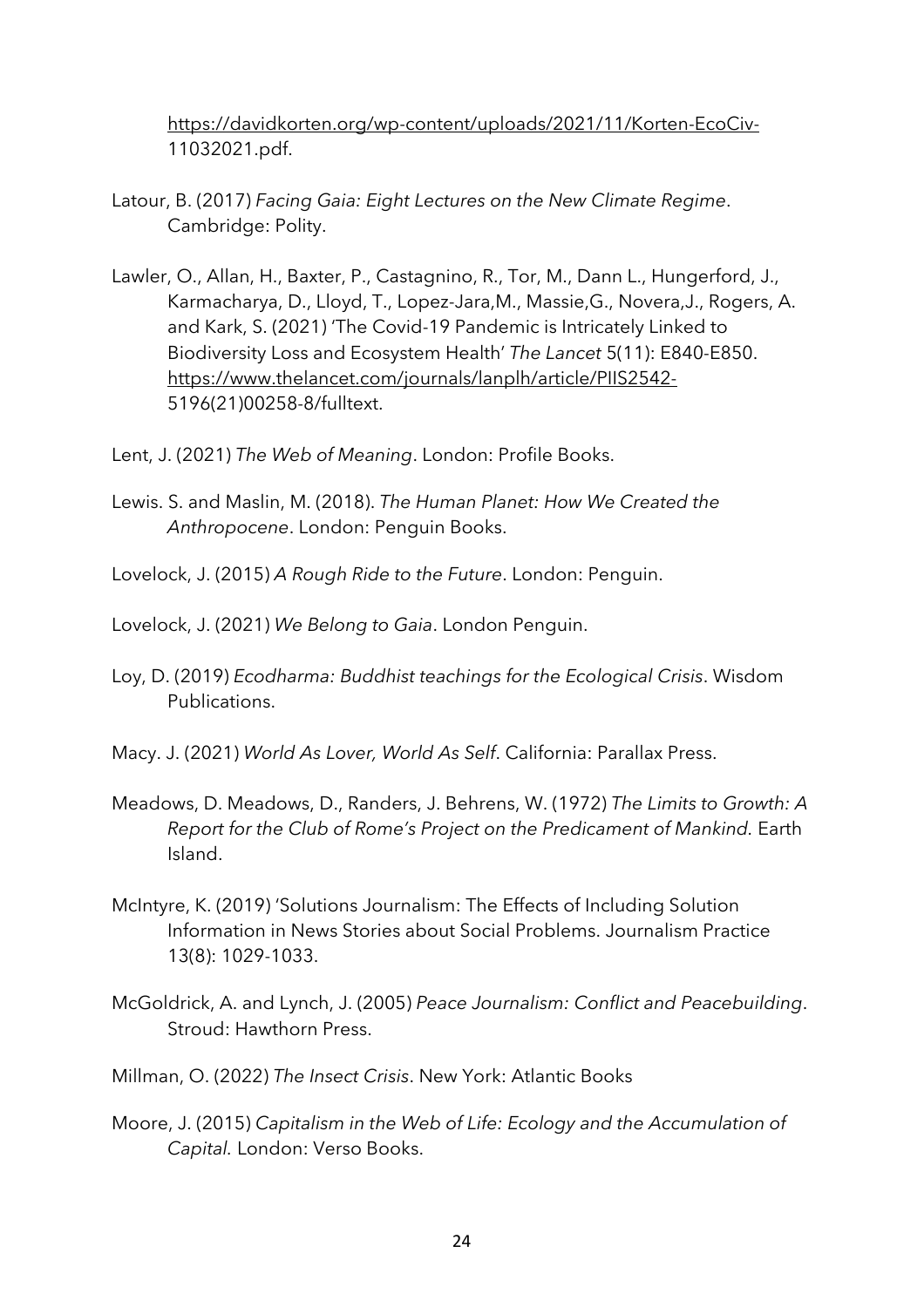https://davidkorten.org/wp-content/uploads/2021/11/Korten-EcoCiv-11032021.pdf.

Latour, B. (2017) *Facing Gaia: Eight Lectures on the New Climate Regime*. Cambridge: Polity.

Lawler, O., Allan, H., Baxter, P., Castagnino, R., Tor, M., Dann L., Hungerford, J., Karmacharya, D., Lloyd, T., Lopez-Jara,M., Massie,G., Novera,J., Rogers, A. and Kark, S. (2021) 'The Covid-19 Pandemic is Intricately Linked to Biodiversity Loss and Ecosystem Health' *The Lancet* 5(11): E840-E850. https://www.thelancet.com/journals/lanplh/article/PIIS2542-5196(21)00258-8/fulltext.

Lent, J. (2021) *The Web of Meaning*. London: Profile Books.

Lewis. S. and Maslin, M. (2018). *The Human Planet: How We Created the Anthropocene*. London: Penguin Books.

Lovelock, J. (2015) *A Rough Ride to the Future*. London: Penguin.

Lovelock, J. (2021) *We Belong to Gaia*. London Penguin.

Loy, D. (2019) *Ecodharma: Buddhist teachings for the Ecological Crisis*. Wisdom Publications.

Macy. J. (2021) *World As Lover, World As Self*. California: Parallax Press.

Meadows, D. Meadows, D., Randers, J. Behrens, W. (1972) *The Limits to Growth: A Report for the Club of Rome's Project on the Predicament of Mankind.* Earth Island.

McIntyre, K. (2019) 'Solutions Journalism: The Effects of Including Solution Information in News Stories about Social Problems. Journalism Practice 13(8): 1029-1033.

McGoldrick, A. and Lynch, J. (2005) *Peace Journalism: Conflict and Peacebuilding*. Stroud: Hawthorn Press.

Millman, O. (2022) *The Insect Crisis*. New York: Atlantic Books

Moore, J. (2015) *Capitalism in the Web of Life: Ecology and the Accumulation of Capital.* London: Verso Books.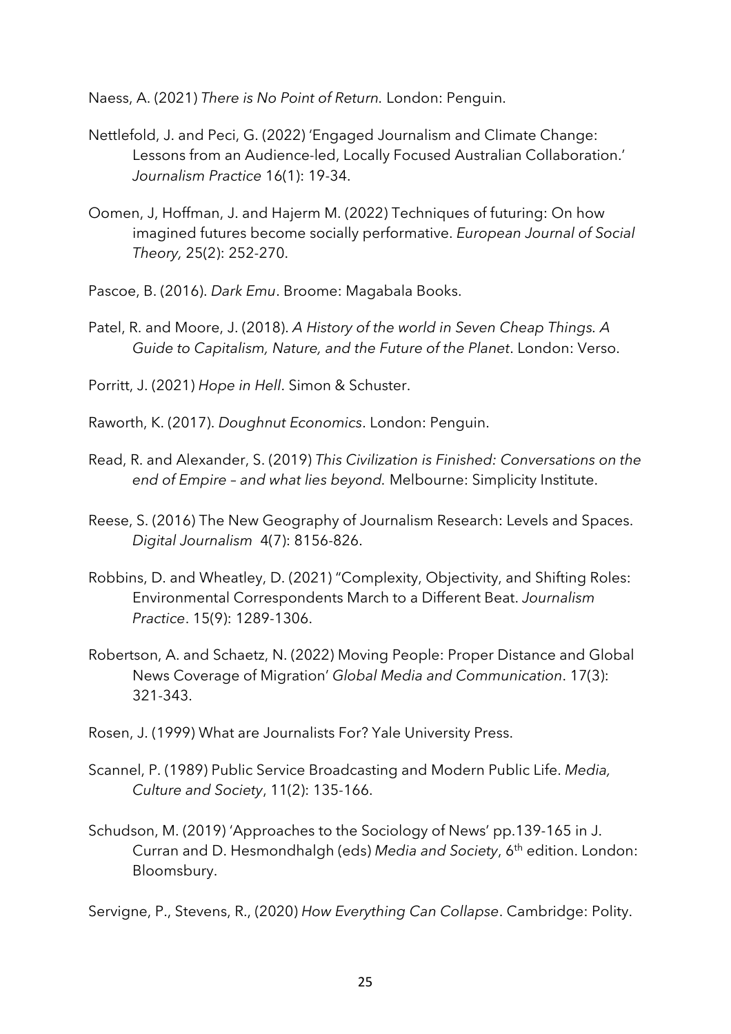Naess, A. (2021) *There is No Point of Return.* London: Penguin.

Nettlefold, J. and Peci, G. (2022) 'Engaged Journalism and Climate Change: Lessons from an Audience-led, Locally Focused Australian Collaboration.' *Journalism Practice* 16(1): 19-34.

Oomen, J, Hoffman, J. and Hajerm M. (2022) Techniques of futuring: On how imagined futures become socially performative. *European Journal of Social Theory,* 25(2): 252-270.

Pascoe, B. (2016). *Dark Emu*. Broome: Magabala Books.

Patel, R. and Moore, J. (2018). *A History of the world in Seven Cheap Things. A Guide to Capitalism, Nature, and the Future of the Planet*. London: Verso.

Porritt, J. (2021) *Hope in Hell*. Simon & Schuster.

Raworth, K. (2017). *Doughnut Economics*. London: Penguin.

Read, R. and Alexander, S. (2019) *This Civilization is Finished: Conversations on the end of Empire – and what lies beyond.* Melbourne: Simplicity Institute.

Reese, S. (2016) The New Geography of Journalism Research: Levels and Spaces. *Digital Journalism* 4(7): 8156-826.

Robbins, D. and Wheatley, D. (2021) "Complexity, Objectivity, and Shifting Roles: Environmental Correspondents March to a Different Beat. *Journalism Practice*. 15(9): 1289-1306.

Robertson, A. and Schaetz, N. (2022) Moving People: Proper Distance and Global News Coverage of Migration' *Global Media and Communication*. 17(3): 321-343.

Rosen, J. (1999) What are Journalists For? Yale University Press.

Scannel, P. (1989) Public Service Broadcasting and Modern Public Life. *Media, Culture and Society*, 11(2): 135-166.

Schudson, M. (2019) 'Approaches to the Sociology of News' pp.139-165 in J. Curran and D. Hesmondhalgh (eds) *Media and Society*, 6th edition. London: Bloomsbury.

Servigne, P., Stevens, R., (2020) *How Everything Can Collapse*. Cambridge: Polity.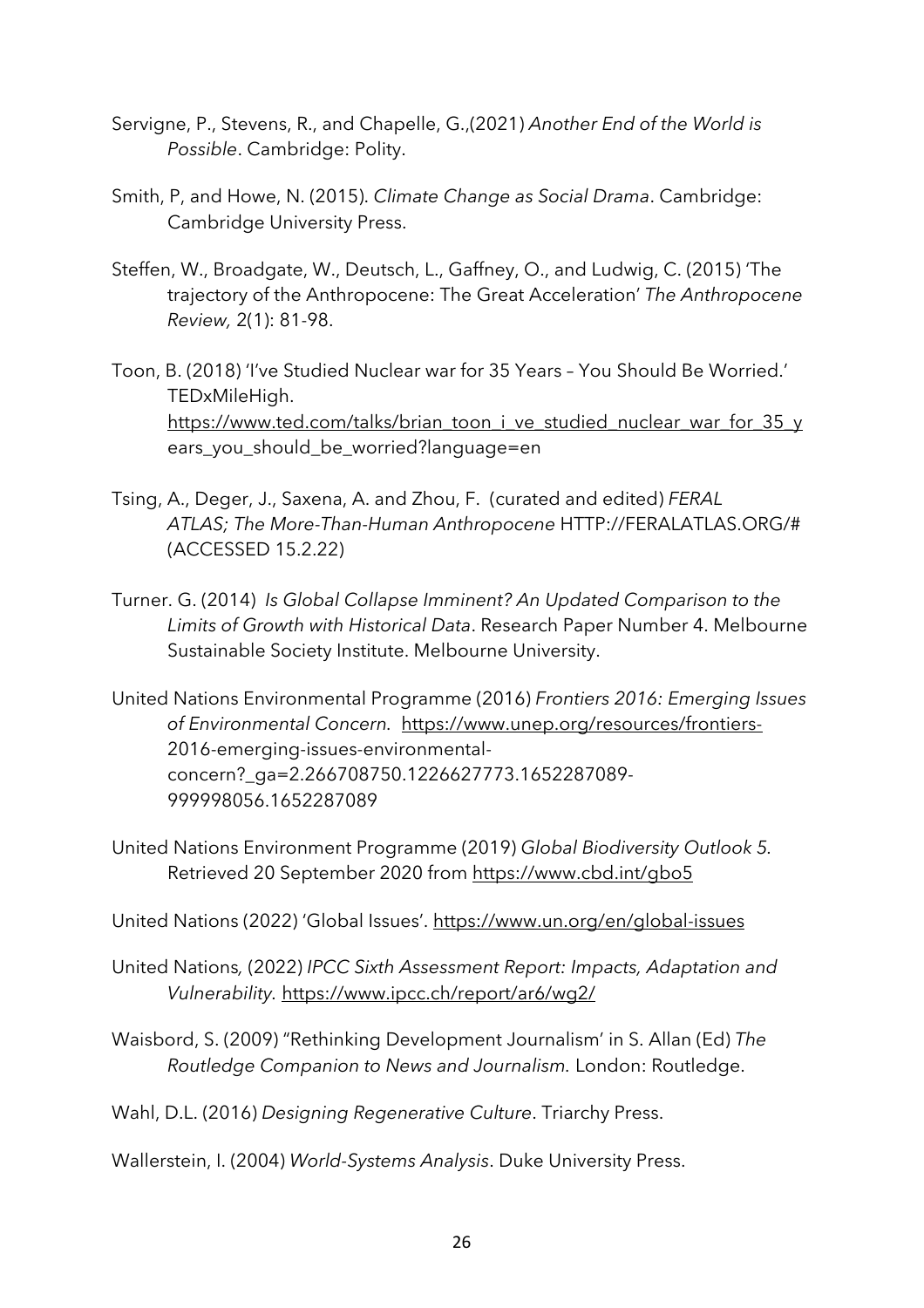Servigne, P., Stevens, R., and Chapelle, G.,(2021) *Another End of the World is Possible*. Cambridge: Polity.

Smith, P, and Howe, N. (2015). *Climate Change as Social Drama*. Cambridge: Cambridge University Press.

Steffen, W., Broadgate, W., Deutsch, L., Gaffney, O., and Ludwig, C. (2015) 'The trajectory of the Anthropocene: The Great Acceleration' *The Anthropocene Review,* 2(1): 81-98.

Toon, B. (2018) 'I've Studied Nuclear war for 35 Years – You Should Be Worried.' TEDxMileHigh. https://www.ted.com/talks/brian_toon_i_ve_studied_nuclear_war_for_35_years_you_should_be_worried?language=en

Tsing, A., Deger, J., Saxena, A. and Zhou, F. (curated and edited) *FERAL ATLAS; The More-Than-Human Anthropocene* HTTP://FERALATLAS.ORG/# (ACCESSED 15.2.22)

Turner. G. (2014) *Is Global Collapse Imminent? An Updated Comparison to the Limits of Growth with Historical Data*. Research Paper Number 4. Melbourne Sustainable Society Institute. Melbourne University.

United Nations Environmental Programme (2016) *Frontiers 2016: Emerging Issues of Environmental Concern*. https://www.unep.org/resources/frontiers-2016-emerging-issues-environmental-concern?_ga=2.266708750.1226627773.1652287089-999998056.1652287089

United Nations Environment Programme (2019) *Global Biodiversity Outlook 5*. Retrieved 20 September 2020 from https://www.cbd.int/gbo5

United Nations (2022) 'Global Issues'. https://www.un.org/en/global-issues

United Nations, (2022) *IPCC Sixth Assessment Report: Impacts, Adaptation and Vulnerability*. https://www.ipcc.ch/report/ar6/wg2/

Waisbord, S. (2009) "Rethinking Development Journalism' in S. Allan (Ed) *The Routledge Companion to News and Journalism.* London: Routledge.

Wahl, D.L. (2016) *Designing Regenerative Culture*. Triarchy Press.

Wallerstein, I. (2004) *World-Systems Analysis*. Duke University Press.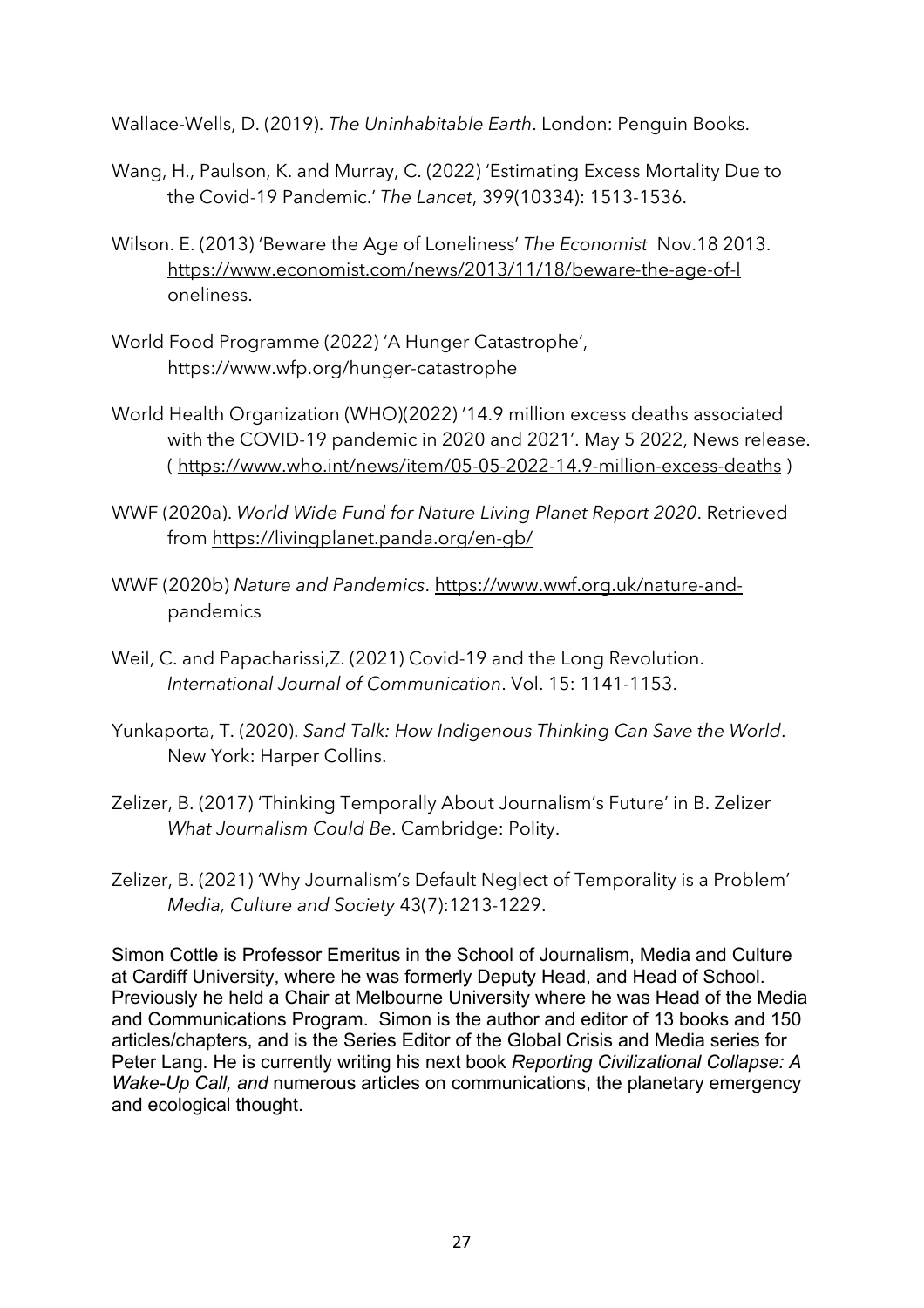Wallace-Wells, D. (2019). *The Uninhabitable Earth*. London: Penguin Books.

Wang, H., Paulson, K. and Murray, C. (2022) 'Estimating Excess Mortality Due to the Covid-19 Pandemic.' *The Lancet*, 399(10334): 1513-1536.

Wilson. E. (2013) 'Beware the Age of Loneliness' *The Economist* Nov.18 2013. https://www.economist.com/news/2013/11/18/beware-the-age-of-loneliness.

World Food Programme (2022) 'A Hunger Catastrophe', https://www.wfp.org/hunger-catastrophe

World Health Organization (WHO)(2022) '14.9 million excess deaths associated with the COVID-19 pandemic in 2020 and 2021'. May 5 2022, News release. ( https://www.who.int/news/item/05-05-2022-14.9-million-excess-deaths )

WWF (2020a). *World Wide Fund for Nature Living Planet Report 2020*. Retrieved from https://livingplanet.panda.org/en-gb/

WWF (2020b) *Nature and Pandemics*. https://www.wwf.org.uk/nature-and-pandemics

Weil, C. and Papacharissi,Z. (2021) Covid-19 and the Long Revolution. *International Journal of Communication*. Vol. 15: 1141-1153.

Yunkaporta, T. (2020). *Sand Talk: How Indigenous Thinking Can Save the World*. New York: Harper Collins.

Zelizer, B. (2017) 'Thinking Temporally About Journalism's Future' in B. Zelizer *What Journalism Could Be*. Cambridge: Polity.

Zelizer, B. (2021) 'Why Journalism's Default Neglect of Temporality is a Problem' *Media, Culture and Society* 43(7):1213-1229.

Simon Cottle is Professor Emeritus in the School of Journalism, Media and Culture at Cardiff University, where he was formerly Deputy Head, and Head of School. Previously he held a Chair at Melbourne University where he was Head of the Media and Communications Program. Simon is the author and editor of 13 books and 150 articles/chapters, and is the Series Editor of the Global Crisis and Media series for Peter Lang. He is currently writing his next book *Reporting Civilizational Collapse: A Wake-Up Call, and* numerous articles on communications, the planetary emergency and ecological thought.